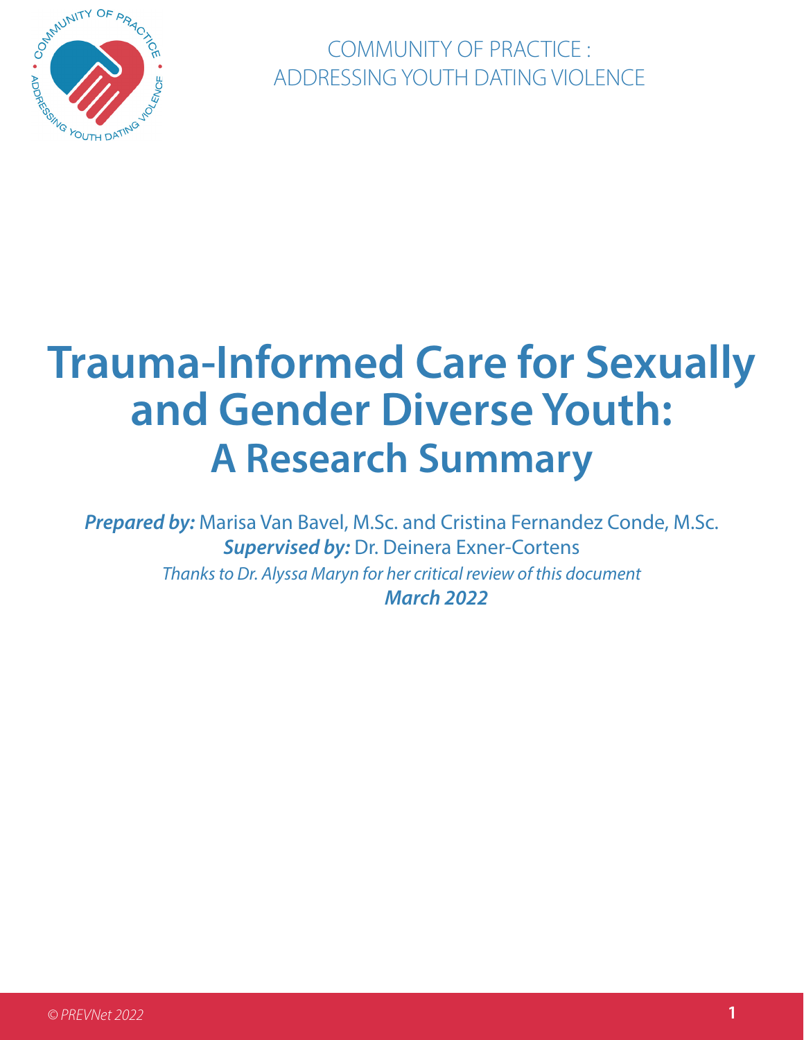COMMUNITY OF PRACTICE : ADDRESSING YOUTH DATING VIOLENCE

# Trauma-Informed Care for Sexually and Gender Diverse Youth: A Research Summary

***Prepared by:*** Marisa Van Bavel, M.Sc. and Cristina Fernandez Conde, M.Sc.

***Supervised by:*** Dr. Deinera Exner-Cortens

*Thanks to Dr. Alyssa Maryn for her critical review of this document*

***March 2022***

*© PREVNet 2022*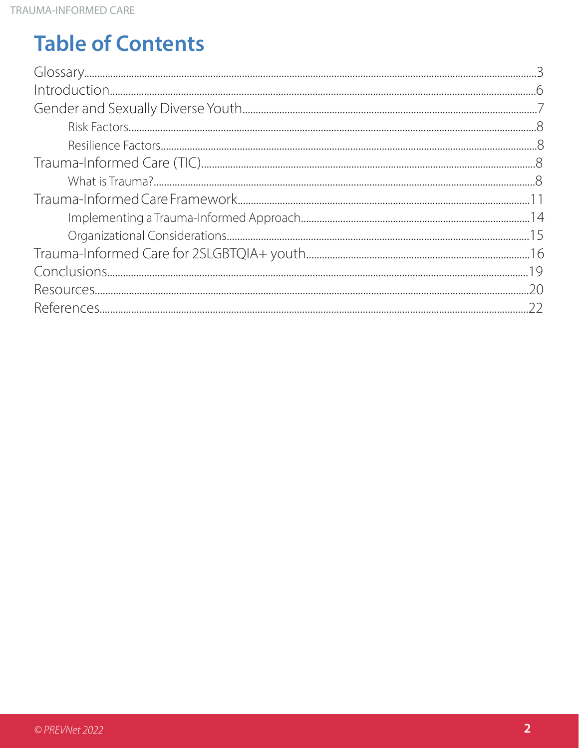# Table of Contents

- Glossary ... 3
- Introduction ... 6
- Gender and Sexually Diverse Youth ... 7
  - Risk Factors ... 8
  - Resilience Factors ... 8
- Trauma-Informed Care (TIC) ... 8
  - What is Trauma? ... 8
- Trauma-Informed Care Framework ... 11
  - Implementing a Trauma-Informed Approach ... 14
  - Organizational Considerations ... 15
- Trauma-Informed Care for 2SLGBTQIA+ youth ... 16
- Conclusions ... 19
- Resources ... 20
- References ... 22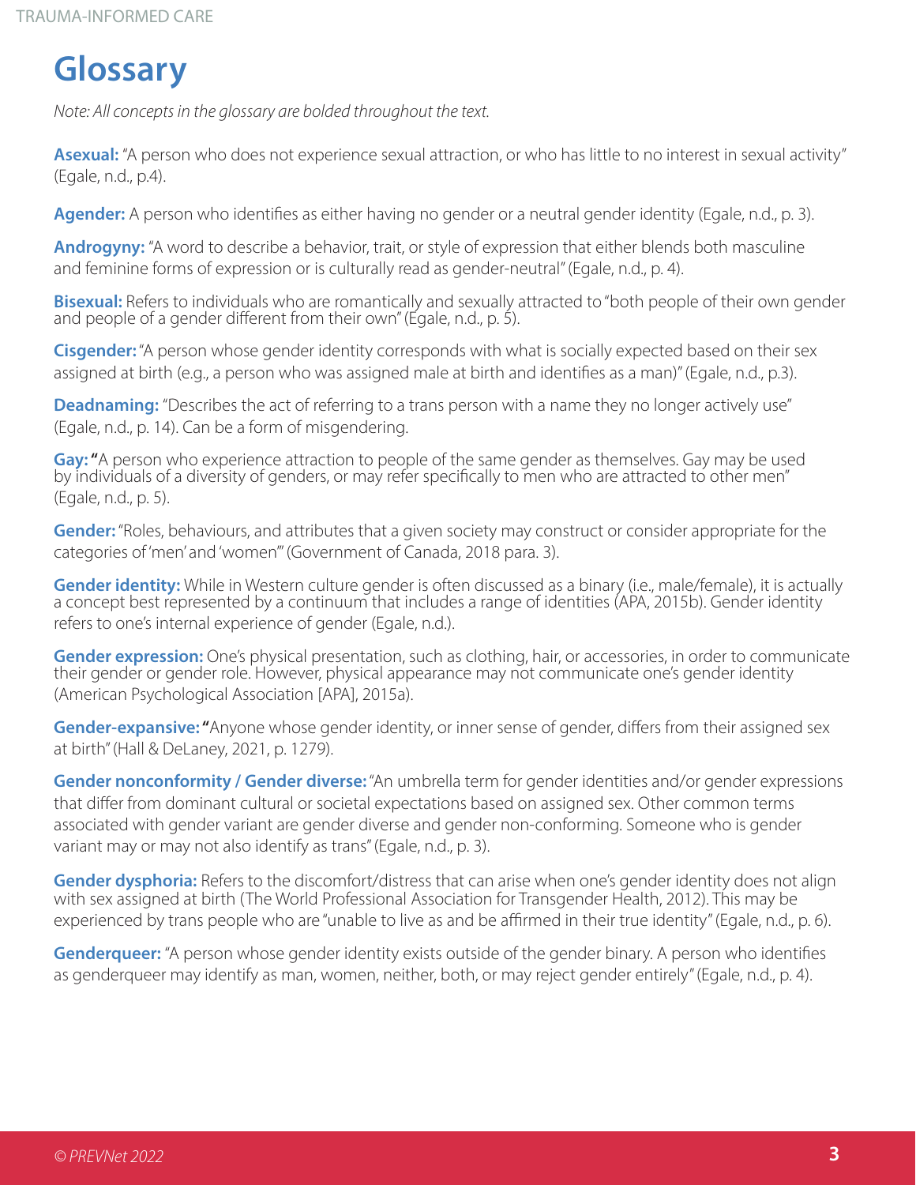# Glossary

*Note: All concepts in the glossary are bolded throughout the text.*

**Asexual:** "A person who does not experience sexual attraction, or who has little to no interest in sexual activity" (Egale, n.d., p.4).

**Agender:** A person who identifies as either having no gender or a neutral gender identity (Egale, n.d., p. 3).

**Androgyny:** "A word to describe a behavior, trait, or style of expression that either blends both masculine and feminine forms of expression or is culturally read as gender-neutral" (Egale, n.d., p. 4).

**Bisexual:** Refers to individuals who are romantically and sexually attracted to "both people of their own gender and people of a gender different from their own" (Egale, n.d., p. 5).

**Cisgender:** "A person whose gender identity corresponds with what is socially expected based on their sex assigned at birth (e.g., a person who was assigned male at birth and identifies as a man)" (Egale, n.d., p.3).

**Deadnaming:** "Describes the act of referring to a trans person with a name they no longer actively use" (Egale, n.d., p. 14). Can be a form of misgendering.

**Gay:** **"**A person who experience attraction to people of the same gender as themselves. Gay may be used by individuals of a diversity of genders, or may refer specifically to men who are attracted to other men" (Egale, n.d., p. 5).

**Gender:** "Roles, behaviours, and attributes that a given society may construct or consider appropriate for the categories of 'men' and 'women'" (Government of Canada, 2018 para. 3).

**Gender identity:** While in Western culture gender is often discussed as a binary (i.e., male/female), it is actually a concept best represented by a continuum that includes a range of identities (APA, 2015b). Gender identity refers to one's internal experience of gender (Egale, n.d.).

**Gender expression:** One's physical presentation, such as clothing, hair, or accessories, in order to communicate their gender or gender role. However, physical appearance may not communicate one's gender identity (American Psychological Association [APA], 2015a).

**Gender-expansive:** **"**Anyone whose gender identity, or inner sense of gender, differs from their assigned sex at birth" (Hall & DeLaney, 2021, p. 1279).

**Gender nonconformity / Gender diverse:** "An umbrella term for gender identities and/or gender expressions that differ from dominant cultural or societal expectations based on assigned sex. Other common terms associated with gender variant are gender diverse and gender non-conforming. Someone who is gender variant may or may not also identify as trans" (Egale, n.d., p. 3).

**Gender dysphoria:** Refers to the discomfort/distress that can arise when one's gender identity does not align with sex assigned at birth (The World Professional Association for Transgender Health, 2012). This may be experienced by trans people who are "unable to live as and be affirmed in their true identity" (Egale, n.d., p. 6).

**Genderqueer:** "A person whose gender identity exists outside of the gender binary. A person who identifies as genderqueer may identify as man, women, neither, both, or may reject gender entirely" (Egale, n.d., p. 4).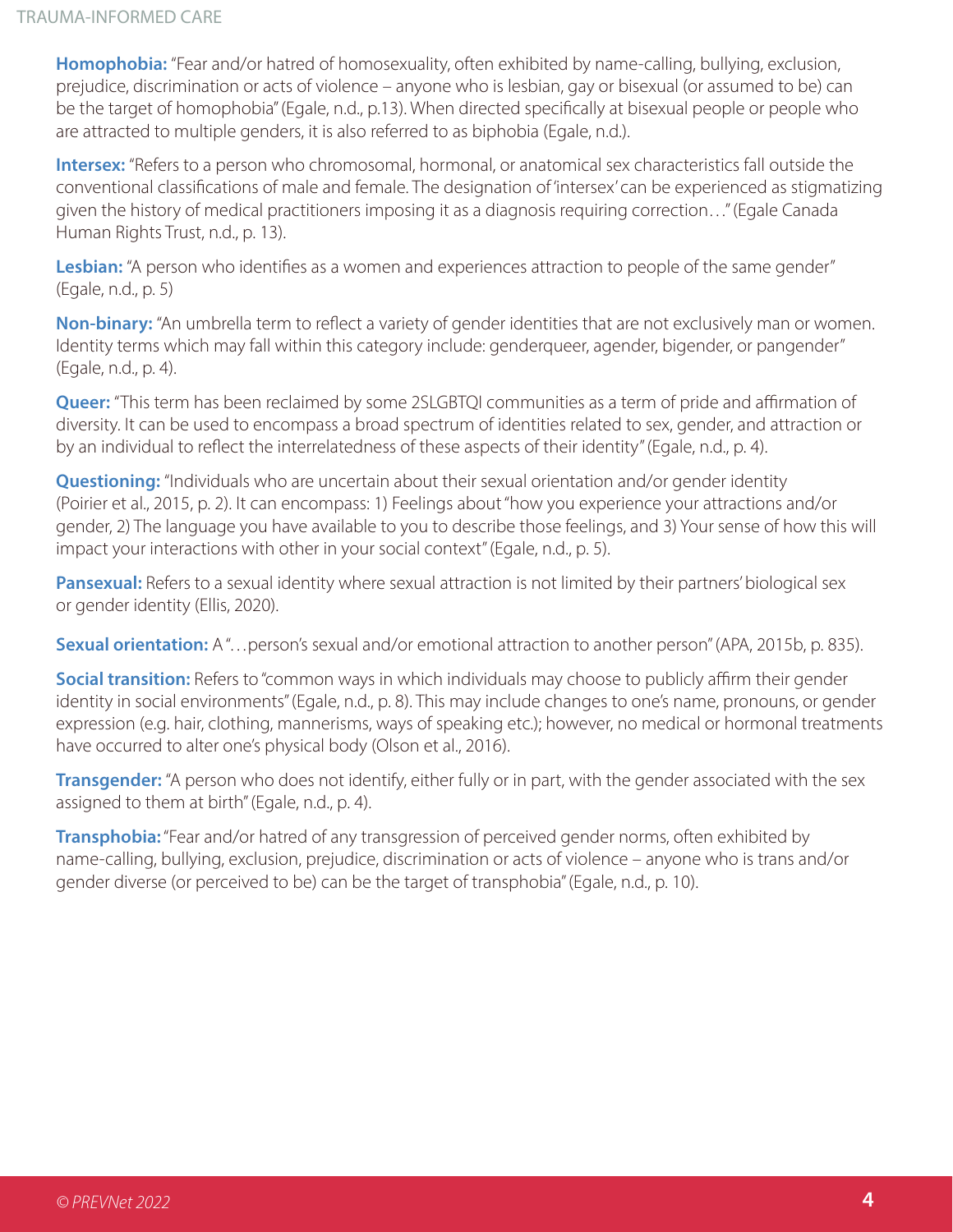**Homophobia:** "Fear and/or hatred of homosexuality, often exhibited by name-calling, bullying, exclusion, prejudice, discrimination or acts of violence – anyone who is lesbian, gay or bisexual (or assumed to be) can be the target of homophobia" (Egale, n.d., p.13). When directed specifically at bisexual people or people who are attracted to multiple genders, it is also referred to as biphobia (Egale, n.d.).

**Intersex:** "Refers to a person who chromosomal, hormonal, or anatomical sex characteristics fall outside the conventional classifications of male and female. The designation of 'intersex' can be experienced as stigmatizing given the history of medical practitioners imposing it as a diagnosis requiring correction…" (Egale Canada Human Rights Trust, n.d., p. 13).

**Lesbian:** "A person who identifies as a women and experiences attraction to people of the same gender" (Egale, n.d., p. 5)

**Non-binary:** "An umbrella term to reflect a variety of gender identities that are not exclusively man or women. Identity terms which may fall within this category include: genderqueer, agender, bigender, or pangender" (Egale, n.d., p. 4).

**Queer:** "This term has been reclaimed by some 2SLGBTQI communities as a term of pride and affirmation of diversity. It can be used to encompass a broad spectrum of identities related to sex, gender, and attraction or by an individual to reflect the interrelatedness of these aspects of their identity" (Egale, n.d., p. 4).

**Questioning:** "Individuals who are uncertain about their sexual orientation and/or gender identity (Poirier et al., 2015, p. 2). It can encompass: 1) Feelings about "how you experience your attractions and/or gender, 2) The language you have available to you to describe those feelings, and 3) Your sense of how this will impact your interactions with other in your social context" (Egale, n.d., p. 5).

**Pansexual:** Refers to a sexual identity where sexual attraction is not limited by their partners' biological sex or gender identity (Ellis, 2020).

**Sexual orientation:** A "…person's sexual and/or emotional attraction to another person" (APA, 2015b, p. 835).

**Social transition:** Refers to "common ways in which individuals may choose to publicly affirm their gender identity in social environments" (Egale, n.d., p. 8). This may include changes to one's name, pronouns, or gender expression (e.g. hair, clothing, mannerisms, ways of speaking etc.); however, no medical or hormonal treatments have occurred to alter one's physical body (Olson et al., 2016).

**Transgender:** "A person who does not identify, either fully or in part, with the gender associated with the sex assigned to them at birth" (Egale, n.d., p. 4).

**Transphobia:** "Fear and/or hatred of any transgression of perceived gender norms, often exhibited by name-calling, bullying, exclusion, prejudice, discrimination or acts of violence – anyone who is trans and/or gender diverse (or perceived to be) can be the target of transphobia" (Egale, n.d., p. 10).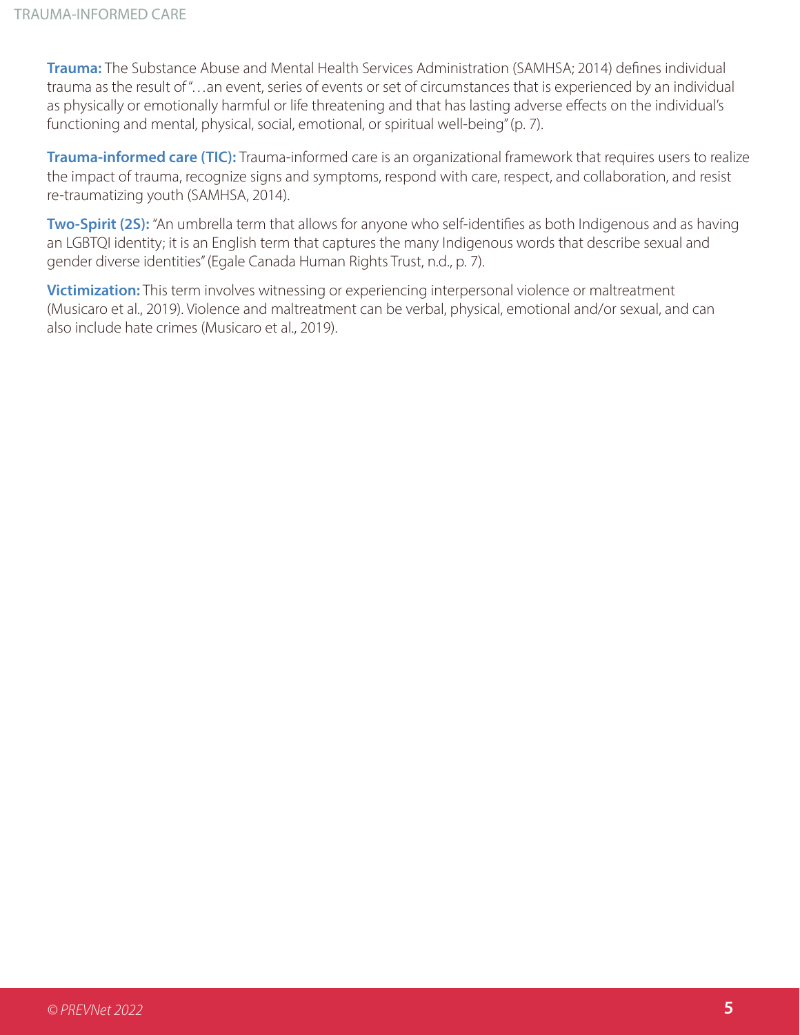**Trauma:** The Substance Abuse and Mental Health Services Administration (SAMHSA; 2014) defines individual trauma as the result of "…an event, series of events or set of circumstances that is experienced by an individual as physically or emotionally harmful or life threatening and that has lasting adverse effects on the individual's functioning and mental, physical, social, emotional, or spiritual well-being" (p. 7).

**Trauma-informed care (TIC):** Trauma-informed care is an organizational framework that requires users to realize the impact of trauma, recognize signs and symptoms, respond with care, respect, and collaboration, and resist re-traumatizing youth (SAMHSA, 2014).

**Two-Spirit (2S):** "An umbrella term that allows for anyone who self-identifies as both Indigenous and as having an LGBTQI identity; it is an English term that captures the many Indigenous words that describe sexual and gender diverse identities" (Egale Canada Human Rights Trust, n.d., p. 7).

**Victimization:** This term involves witnessing or experiencing interpersonal violence or maltreatment (Musicaro et al., 2019). Violence and maltreatment can be verbal, physical, emotional and/or sexual, and can also include hate crimes (Musicaro et al., 2019).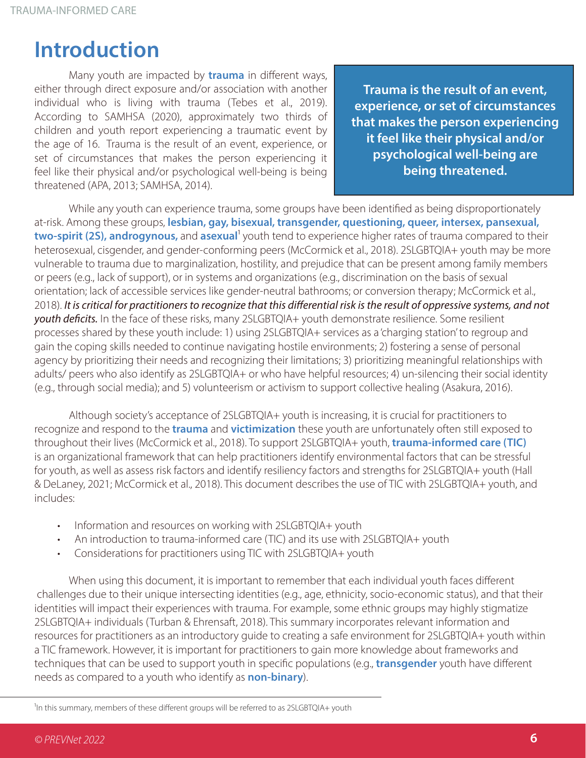# Introduction

Many youth are impacted by **trauma** in different ways, either through direct exposure and/or association with another individual who is living with trauma (Tebes et al., 2019). According to SAMHSA (2020), approximately two thirds of children and youth report experiencing a traumatic event by the age of 16. Trauma is the result of an event, experience, or set of circumstances that makes the person experiencing it feel like their physical and/or psychological well-being is being threatened (APA, 2013; SAMHSA, 2014).

> **Trauma is the result of an event, experience, or set of circumstances that makes the person experiencing it feel like their physical and/or psychological well-being are being threatened.**

While any youth can experience trauma, some groups have been identified as being disproportionately at-risk. Among these groups, **lesbian, gay, bisexual, transgender, questioning, queer, intersex, pansexual, two-spirit (2S), androgynous,** and **asexual**[1] youth tend to experience higher rates of trauma compared to their heterosexual, cisgender, and gender-conforming peers (McCormick et al., 2018). 2SLGBTQIA+ youth may be more vulnerable to trauma due to marginalization, hostility, and prejudice that can be present among family members or peers (e.g., lack of support), or in systems and organizations (e.g., discrimination on the basis of sexual orientation; lack of accessible services like gender-neutral bathrooms; or conversion therapy; McCormick et al., 2018). ***It is critical for practitioners to recognize that this differential risk is the result of oppressive systems, and not youth deficits.*** In the face of these risks, many 2SLGBTQIA+ youth demonstrate resilience. Some resilient processes shared by these youth include: 1) using 2SLGBTQIA+ services as a 'charging station' to regroup and gain the coping skills needed to continue navigating hostile environments; 2) fostering a sense of personal agency by prioritizing their needs and recognizing their limitations; 3) prioritizing meaningful relationships with adults/ peers who also identify as 2SLGBTQIA+ or who have helpful resources; 4) un-silencing their social identity (e.g., through social media); and 5) volunteerism or activism to support collective healing (Asakura, 2016).

Although society's acceptance of 2SLGBTQIA+ youth is increasing, it is crucial for practitioners to recognize and respond to the **trauma** and **victimization** these youth are unfortunately often still exposed to throughout their lives (McCormick et al., 2018). To support 2SLGBTQIA+ youth, **trauma-informed care (TIC)** is an organizational framework that can help practitioners identify environmental factors that can be stressful for youth, as well as assess risk factors and identify resiliency factors and strengths for 2SLGBTQIA+ youth (Hall & DeLaney, 2021; McCormick et al., 2018). This document describes the use of TIC with 2SLGBTQIA+ youth, and includes:

- Information and resources on working with 2SLGBTQIA+ youth
- An introduction to trauma-informed care (TIC) and its use with 2SLGBTQIA+ youth
- Considerations for practitioners using TIC with 2SLGBTQIA+ youth

When using this document, it is important to remember that each individual youth faces different challenges due to their unique intersecting identities (e.g., age, ethnicity, socio-economic status), and that their identities will impact their experiences with trauma. For example, some ethnic groups may highly stigmatize 2SLGBTQIA+ individuals (Turban & Ehrensaft, 2018). This summary incorporates relevant information and resources for practitioners as an introductory guide to creating a safe environment for 2SLGBTQIA+ youth within a TIC framework. However, it is important for practitioners to gain more knowledge about frameworks and techniques that can be used to support youth in specific populations (e.g., **transgender** youth have different needs as compared to a youth who identify as **non-binary**).

---

[1] In this summary, members of these different groups will be referred to as 2SLGBTQIA+ youth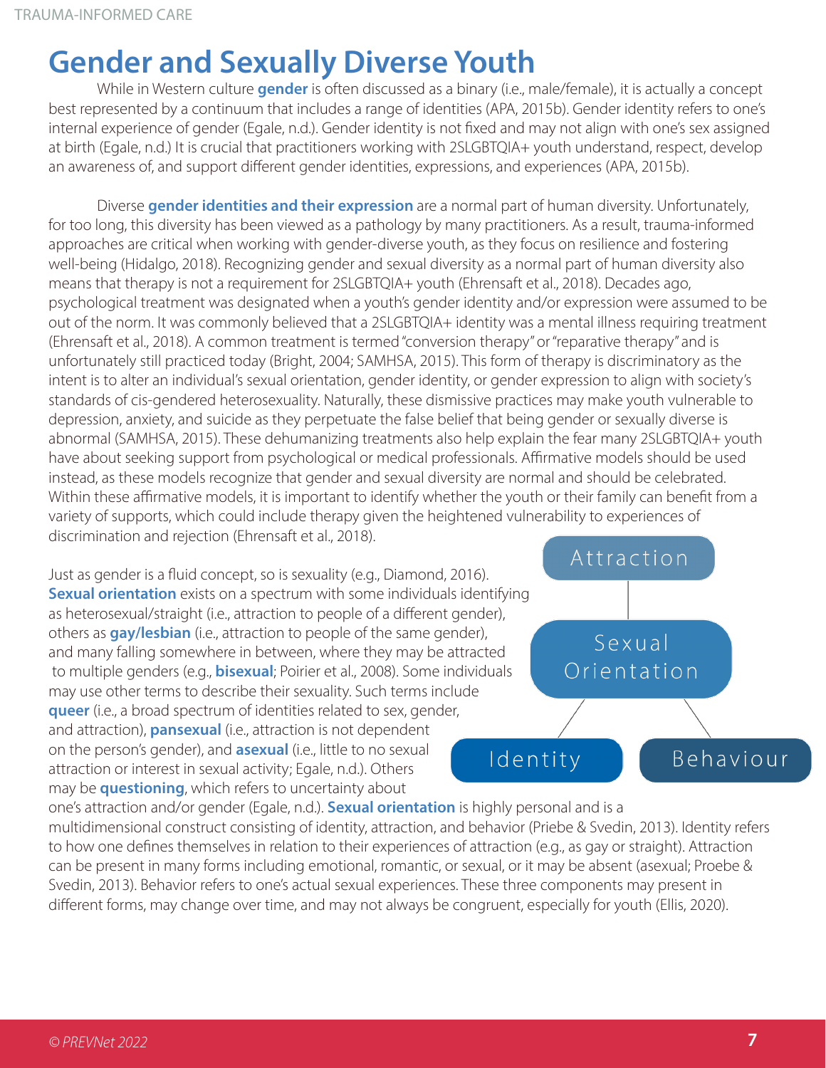# Gender and Sexually Diverse Youth

While in Western culture **gender** is often discussed as a binary (i.e., male/female), it is actually a concept best represented by a continuum that includes a range of identities (APA, 2015b). Gender identity refers to one's internal experience of gender (Egale, n.d.). Gender identity is not fixed and may not align with one's sex assigned at birth (Egale, n.d.) It is crucial that practitioners working with 2SLGBTQIA+ youth understand, respect, develop an awareness of, and support different gender identities, expressions, and experiences (APA, 2015b).

Diverse **gender identities and their expression** are a normal part of human diversity. Unfortunately, for too long, this diversity has been viewed as a pathology by many practitioners. As a result, trauma-informed approaches are critical when working with gender-diverse youth, as they focus on resilience and fostering well-being (Hidalgo, 2018). Recognizing gender and sexual diversity as a normal part of human diversity also means that therapy is not a requirement for 2SLGBTQIA+ youth (Ehrensaft et al., 2018). Decades ago, psychological treatment was designated when a youth's gender identity and/or expression were assumed to be out of the norm. It was commonly believed that a 2SLGBTQIA+ identity was a mental illness requiring treatment (Ehrensaft et al., 2018). A common treatment is termed "conversion therapy" or "reparative therapy" and is unfortunately still practiced today (Bright, 2004; SAMHSA, 2015). This form of therapy is discriminatory as the intent is to alter an individual's sexual orientation, gender identity, or gender expression to align with society's standards of cis-gendered heterosexuality. Naturally, these dismissive practices may make youth vulnerable to depression, anxiety, and suicide as they perpetuate the false belief that being gender or sexually diverse is abnormal (SAMHSA, 2015). These dehumanizing treatments also help explain the fear many 2SLGBTQIA+ youth have about seeking support from psychological or medical professionals. Affirmative models should be used instead, as these models recognize that gender and sexual diversity are normal and should be celebrated. Within these affirmative models, it is important to identify whether the youth or their family can benefit from a variety of supports, which could include therapy given the heightened vulnerability to experiences of discrimination and rejection (Ehrensaft et al., 2018).

Just as gender is a fluid concept, so is sexuality (e.g., Diamond, 2016). **Sexual orientation** exists on a spectrum with some individuals identifying as heterosexual/straight (i.e., attraction to people of a different gender), others as **gay/lesbian** (i.e., attraction to people of the same gender), and many falling somewhere in between, where they may be attracted to multiple genders (e.g., **bisexual**; Poirier et al., 2008). Some individuals may use other terms to describe their sexuality. Such terms include **queer** (i.e., a broad spectrum of identities related to sex, gender, and attraction), **pansexual** (i.e., attraction is not dependent on the person's gender), and **asexual** (i.e., little to no sexual attraction or interest in sexual activity; Egale, n.d.). Others may be **questioning**, which refers to uncertainty about one's attraction and/or gender (Egale, n.d.). **Sexual orientation** is highly personal and is a multidimensional construct consisting of identity, attraction, and behavior (Priebe & Svedin, 2013). Identity refers to how one defines themselves in relation to their experiences of attraction (e.g., as gay or straight). Attraction can be present in many forms including emotional, romantic, or sexual, or it may be absent (asexual; Proebe & Svedin, 2013). Behavior refers to one's actual sexual experiences. These three components may present in different forms, may change over time, and may not always be congruent, especially for youth (Ellis, 2020).

Attraction — Sexual Orientation — Identity, Behaviour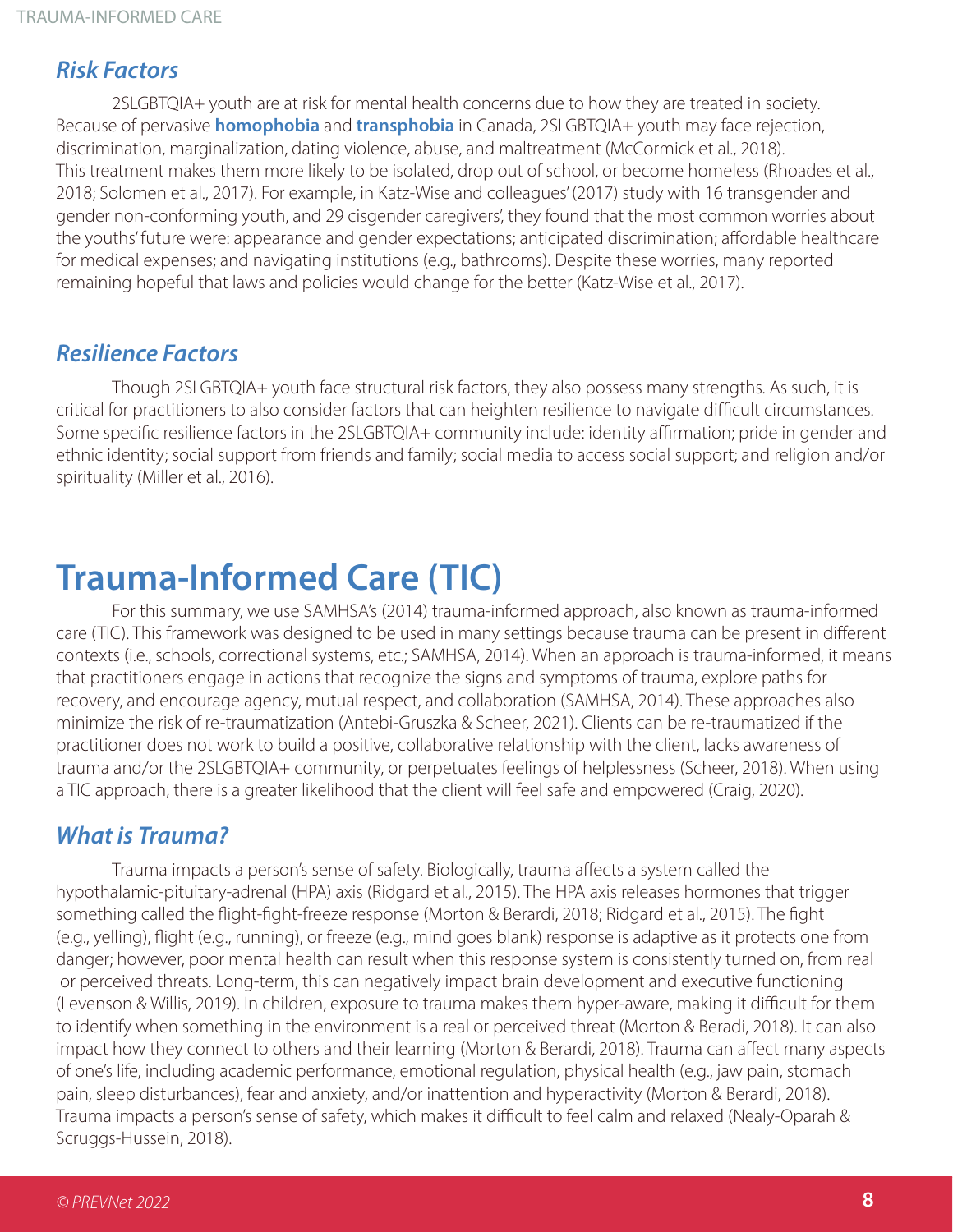### *Risk Factors*

2SLGBTQIA+ youth are at risk for mental health concerns due to how they are treated in society. Because of pervasive **homophobia** and **transphobia** in Canada, 2SLGBTQIA+ youth may face rejection, discrimination, marginalization, dating violence, abuse, and maltreatment (McCormick et al., 2018). This treatment makes them more likely to be isolated, drop out of school, or become homeless (Rhoades et al., 2018; Solomen et al., 2017). For example, in Katz-Wise and colleagues' (2017) study with 16 transgender and gender non-conforming youth, and 29 cisgender caregivers', they found that the most common worries about the youths' future were: appearance and gender expectations; anticipated discrimination; affordable healthcare for medical expenses; and navigating institutions (e.g., bathrooms). Despite these worries, many reported remaining hopeful that laws and policies would change for the better (Katz-Wise et al., 2017).

### *Resilience Factors*

Though 2SLGBTQIA+ youth face structural risk factors, they also possess many strengths. As such, it is critical for practitioners to also consider factors that can heighten resilience to navigate difficult circumstances. Some specific resilience factors in the 2SLGBTQIA+ community include: identity affirmation; pride in gender and ethnic identity; social support from friends and family; social media to access social support; and religion and/or spirituality (Miller et al., 2016).

## Trauma-Informed Care (TIC)

For this summary, we use SAMHSA's (2014) trauma-informed approach, also known as trauma-informed care (TIC). This framework was designed to be used in many settings because trauma can be present in different contexts (i.e., schools, correctional systems, etc.; SAMHSA, 2014). When an approach is trauma-informed, it means that practitioners engage in actions that recognize the signs and symptoms of trauma, explore paths for recovery, and encourage agency, mutual respect, and collaboration (SAMHSA, 2014). These approaches also minimize the risk of re-traumatization (Antebi-Gruszka & Scheer, 2021). Clients can be re-traumatized if the practitioner does not work to build a positive, collaborative relationship with the client, lacks awareness of trauma and/or the 2SLGBTQIA+ community, or perpetuates feelings of helplessness (Scheer, 2018). When using a TIC approach, there is a greater likelihood that the client will feel safe and empowered (Craig, 2020).

### *What is Trauma?*

Trauma impacts a person's sense of safety. Biologically, trauma affects a system called the hypothalamic-pituitary-adrenal (HPA) axis (Ridgard et al., 2015). The HPA axis releases hormones that trigger something called the flight-fight-freeze response (Morton & Berardi, 2018; Ridgard et al., 2015). The fight (e.g., yelling), flight (e.g., running), or freeze (e.g., mind goes blank) response is adaptive as it protects one from danger; however, poor mental health can result when this response system is consistently turned on, from real or perceived threats. Long-term, this can negatively impact brain development and executive functioning (Levenson & Willis, 2019). In children, exposure to trauma makes them hyper-aware, making it difficult for them to identify when something in the environment is a real or perceived threat (Morton & Beradi, 2018). It can also impact how they connect to others and their learning (Morton & Berardi, 2018). Trauma can affect many aspects of one's life, including academic performance, emotional regulation, physical health (e.g., jaw pain, stomach pain, sleep disturbances), fear and anxiety, and/or inattention and hyperactivity (Morton & Berardi, 2018). Trauma impacts a person's sense of safety, which makes it difficult to feel calm and relaxed (Nealy-Oparah & Scruggs-Hussein, 2018).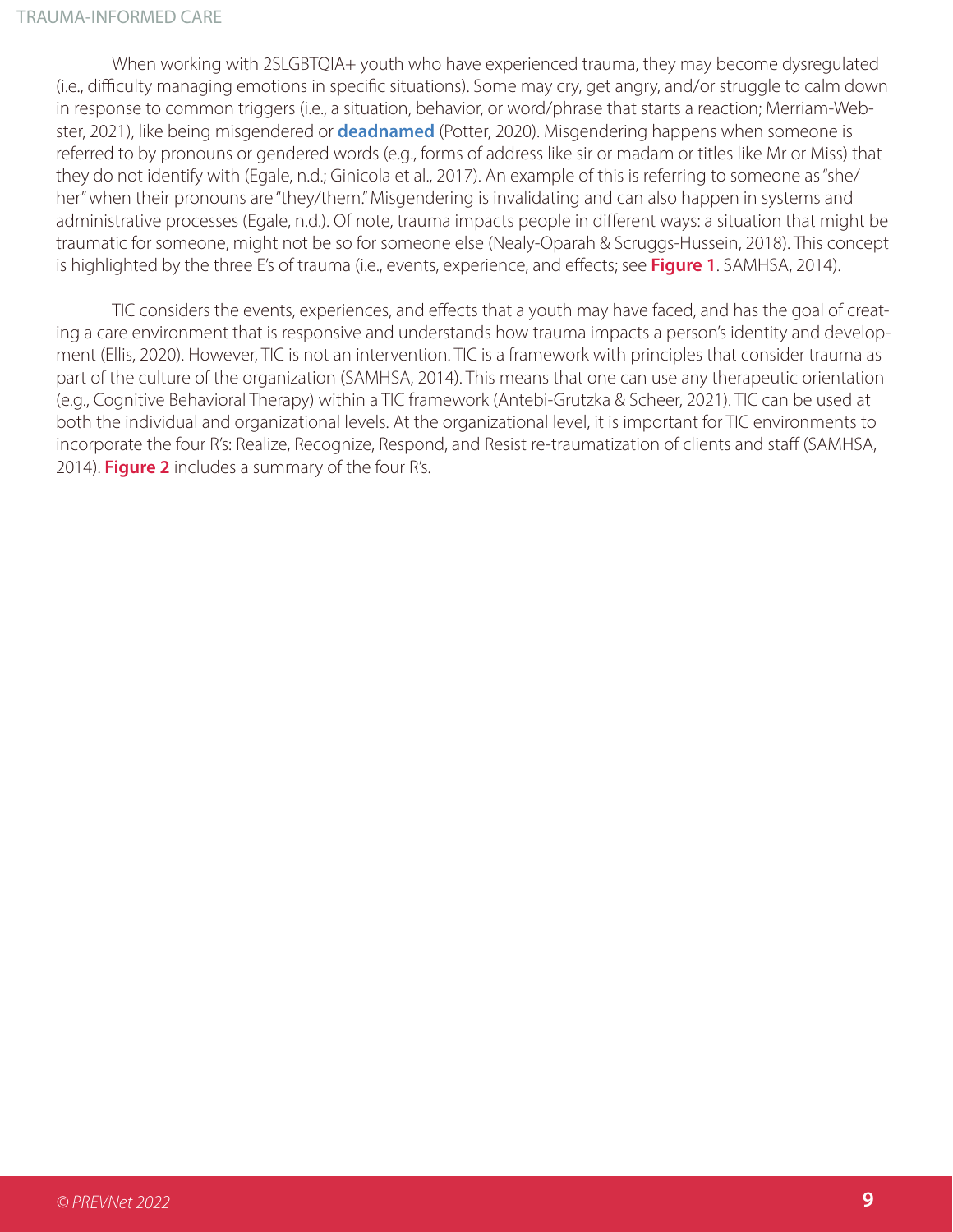When working with 2SLGBTQIA+ youth who have experienced trauma, they may become dysregulated (i.e., difficulty managing emotions in specific situations). Some may cry, get angry, and/or struggle to calm down in response to common triggers (i.e., a situation, behavior, or word/phrase that starts a reaction; Merriam-Webster, 2021), like being misgendered or **deadnamed** (Potter, 2020). Misgendering happens when someone is referred to by pronouns or gendered words (e.g., forms of address like sir or madam or titles like Mr or Miss) that they do not identify with (Egale, n.d.; Ginicola et al., 2017). An example of this is referring to someone as "she/her" when their pronouns are "they/them." Misgendering is invalidating and can also happen in systems and administrative processes (Egale, n.d.). Of note, trauma impacts people in different ways: a situation that might be traumatic for someone, might not be so for someone else (Nealy-Oparah & Scruggs-Hussein, 2018). This concept is highlighted by the three E's of trauma (i.e., events, experience, and effects; see **Figure 1**. SAMHSA, 2014).

TIC considers the events, experiences, and effects that a youth may have faced, and has the goal of creating a care environment that is responsive and understands how trauma impacts a person's identity and development (Ellis, 2020). However, TIC is not an intervention. TIC is a framework with principles that consider trauma as part of the culture of the organization (SAMHSA, 2014). This means that one can use any therapeutic orientation (e.g., Cognitive Behavioral Therapy) within a TIC framework (Antebi-Grutzka & Scheer, 2021). TIC can be used at both the individual and organizational levels. At the organizational level, it is important for TIC environments to incorporate the four R's: Realize, Recognize, Respond, and Resist re-traumatization of clients and staff (SAMHSA, 2014). **Figure 2** includes a summary of the four R's.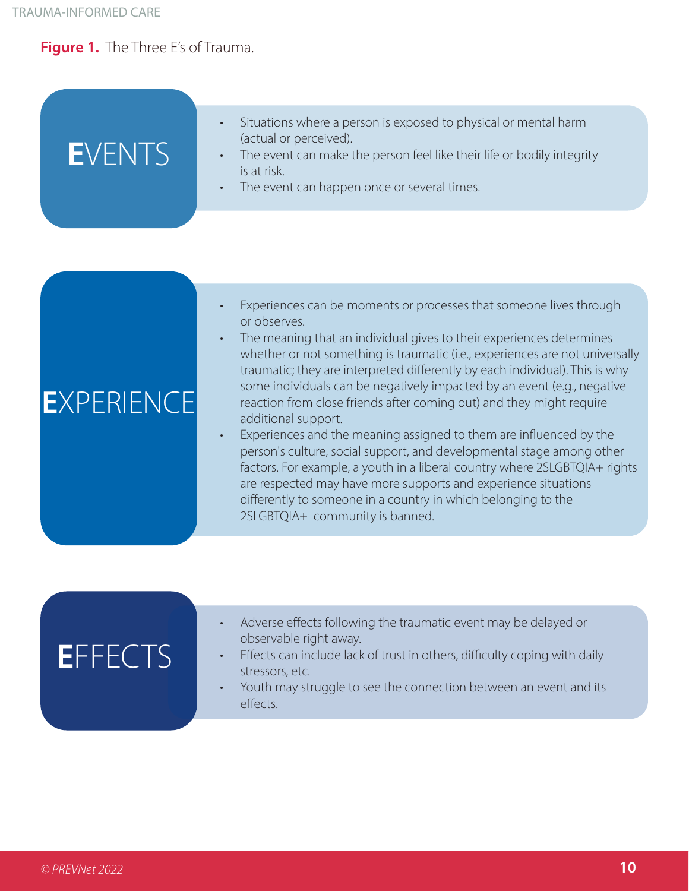**Figure 1.** The Three E's of Trauma.

**EVENTS**

- Situations where a person is exposed to physical or mental harm (actual or perceived).
- The event can make the person feel like their life or bodily integrity is at risk.
- The event can happen once or several times.

**EXPERIENCE**

- Experiences can be moments or processes that someone lives through or observes.
- The meaning that an individual gives to their experiences determines whether or not something is traumatic (i.e., experiences are not universally traumatic; they are interpreted differently by each individual). This is why some individuals can be negatively impacted by an event (e.g., negative reaction from close friends after coming out) and they might require additional support.
- Experiences and the meaning assigned to them are influenced by the person's culture, social support, and developmental stage among other factors. For example, a youth in a liberal country where 2SLGBTQIA+ rights are respected may have more supports and experience situations differently to someone in a country in which belonging to the 2SLGBTQIA+ community is banned.

**EFFECTS**

- Adverse effects following the traumatic event may be delayed or observable right away.
- Effects can include lack of trust in others, difficulty coping with daily stressors, etc.
- Youth may struggle to see the connection between an event and its effects.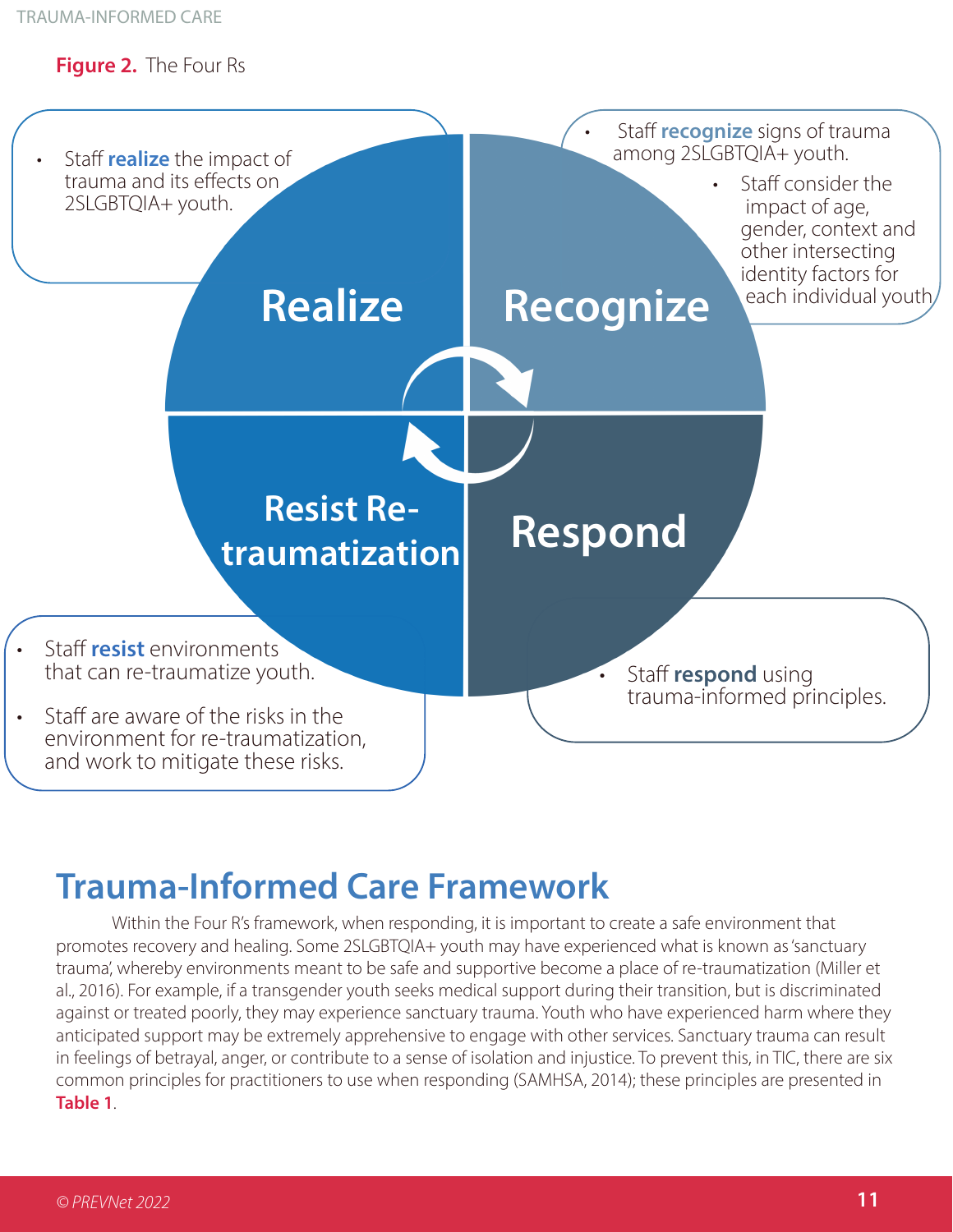**Figure 2.** The Four Rs

Realize

- Staff **realize** the impact of trauma and its effects on 2SLGBTQIA+ youth.

Recognize

- Staff **recognize** signs of trauma among 2SLGBTQIA+ youth.
  - Staff consider the impact of age, gender, context and other intersecting identity factors for each individual youth

Respond

- Staff **respond** using trauma-informed principles.

Resist Re-traumatization

- Staff **resist** environments that can re-traumatize youth.
- Staff are aware of the risks in the environment for re-traumatization, and work to mitigate these risks.

# Trauma-Informed Care Framework

Within the Four R's framework, when responding, it is important to create a safe environment that promotes recovery and healing. Some 2SLGBTQIA+ youth may have experienced what is known as 'sanctuary trauma', whereby environments meant to be safe and supportive become a place of re-traumatization (Miller et al., 2016). For example, if a transgender youth seeks medical support during their transition, but is discriminated against or treated poorly, they may experience sanctuary trauma. Youth who have experienced harm where they anticipated support may be extremely apprehensive to engage with other services. Sanctuary trauma can result in feelings of betrayal, anger, or contribute to a sense of isolation and injustice. To prevent this, in TIC, there are six common principles for practitioners to use when responding (SAMHSA, 2014); these principles are presented in **Table 1**.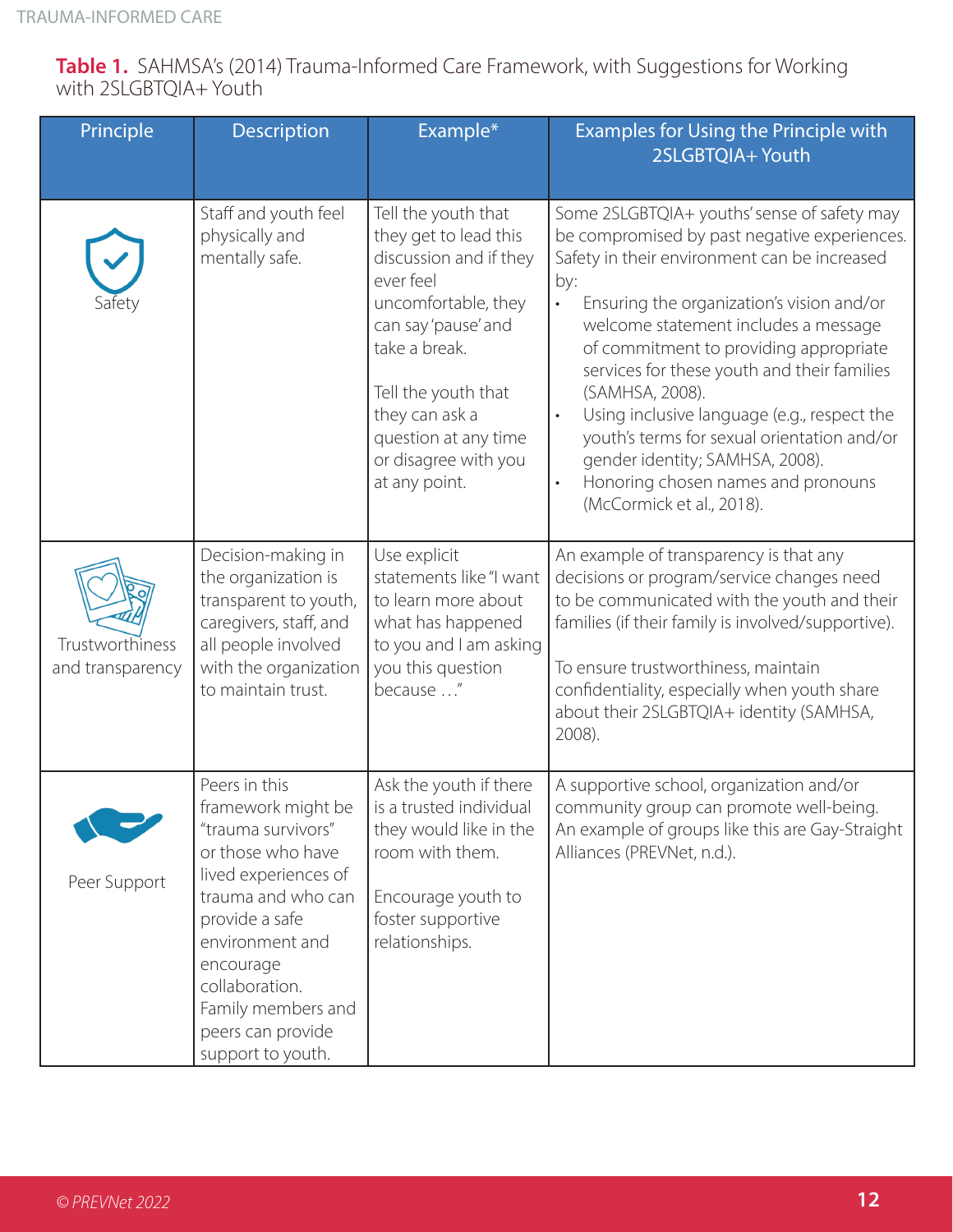**Table 1.** SAHMSA's (2014) Trauma-Informed Care Framework, with Suggestions for Working with 2SLGBTQIA+ Youth

| Principle | Description | Example* | Examples for Using the Principle with 2SLGBTQIA+ Youth |
|---|---|---|---|
| Safety | Staff and youth feel physically and mentally safe. | Tell the youth that they get to lead this discussion and if they ever feel uncomfortable, they can say 'pause' and take a break.<br><br>Tell the youth that they can ask a question at any time or disagree with you at any point. | Some 2SLGBTQIA+ youths' sense of safety may be compromised by past negative experiences. Safety in their environment can be increased by:<br>• Ensuring the organization's vision and/or welcome statement includes a message of commitment to providing appropriate services for these youth and their families (SAMHSA, 2008).<br>• Using inclusive language (e.g., respect the youth's terms for sexual orientation and/or gender identity; SAMHSA, 2008).<br>• Honoring chosen names and pronouns (McCormick et al., 2018). |
| Trustworthiness and transparency | Decision-making in the organization is transparent to youth, caregivers, staff, and all people involved with the organization to maintain trust. | Use explicit statements like "I want to learn more about what has happened to you and I am asking you this question because …" | An example of transparency is that any decisions or program/service changes need to be communicated with the youth and their families (if their family is involved/supportive).<br><br>To ensure trustworthiness, maintain confidentiality, especially when youth share about their 2SLGBTQIA+ identity (SAMHSA, 2008). |
| Peer Support | Peers in this framework might be "trauma survivors" or those who have lived experiences of trauma and who can provide a safe environment and encourage collaboration. Family members and peers can provide support to youth. | Ask the youth if there is a trusted individual they would like in the room with them.<br><br>Encourage youth to foster supportive relationships. | A supportive school, organization and/or community group can promote well-being. An example of groups like this are Gay-Straight Alliances (PREVNet, n.d.). |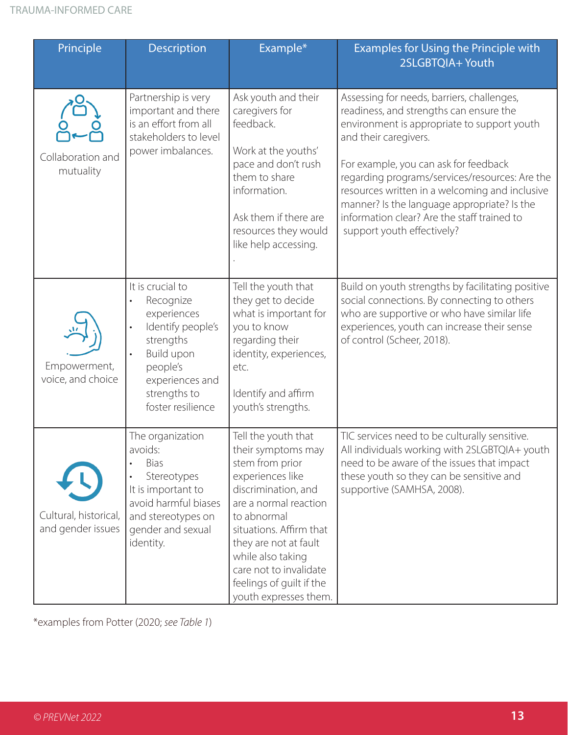| Principle | Description | Example* | Examples for Using the Principle with 2SLGBTQIA+ Youth |
|---|---|---|---|
| Collaboration and mutuality | Partnership is very important and there is an effort from all stakeholders to level power imbalances. | Ask youth and their caregivers for feedback.<br><br>Work at the youths' pace and don't rush them to share information.<br><br>Ask them if there are resources they would like help accessing. | Assessing for needs, barriers, challenges, readiness, and strengths can ensure the environment is appropriate to support youth and their caregivers.<br><br>For example, you can ask for feedback regarding programs/services/resources: Are the resources written in a welcoming and inclusive manner? Is the language appropriate? Is the information clear? Are the staff trained to support youth effectively? |
| Empowerment, voice, and choice | It is crucial to<br>• Recognize experiences<br>• Identify people's strengths<br>• Build upon people's experiences and strengths to foster resilience | Tell the youth that they get to decide what is important for you to know regarding their identity, experiences, etc.<br><br>Identify and affirm youth's strengths. | Build on youth strengths by facilitating positive social connections. By connecting to others who are supportive or who have similar life experiences, youth can increase their sense of control (Scheer, 2018). |
| Cultural, historical, and gender issues | The organization avoids:<br>• Bias<br>• Stereotypes<br>It is important to avoid harmful biases and stereotypes on gender and sexual identity. | Tell the youth that their symptoms may stem from prior experiences like discrimination, and are a normal reaction to abnormal situations. Affirm that they are not at fault while also taking care not to invalidate feelings of guilt if the youth expresses them. | TIC services need to be culturally sensitive. All individuals working with 2SLGBTQIA+ youth need to be aware of the issues that impact these youth so they can be sensitive and supportive (SAMHSA, 2008). |

*examples from Potter (2020; *see Table 1*)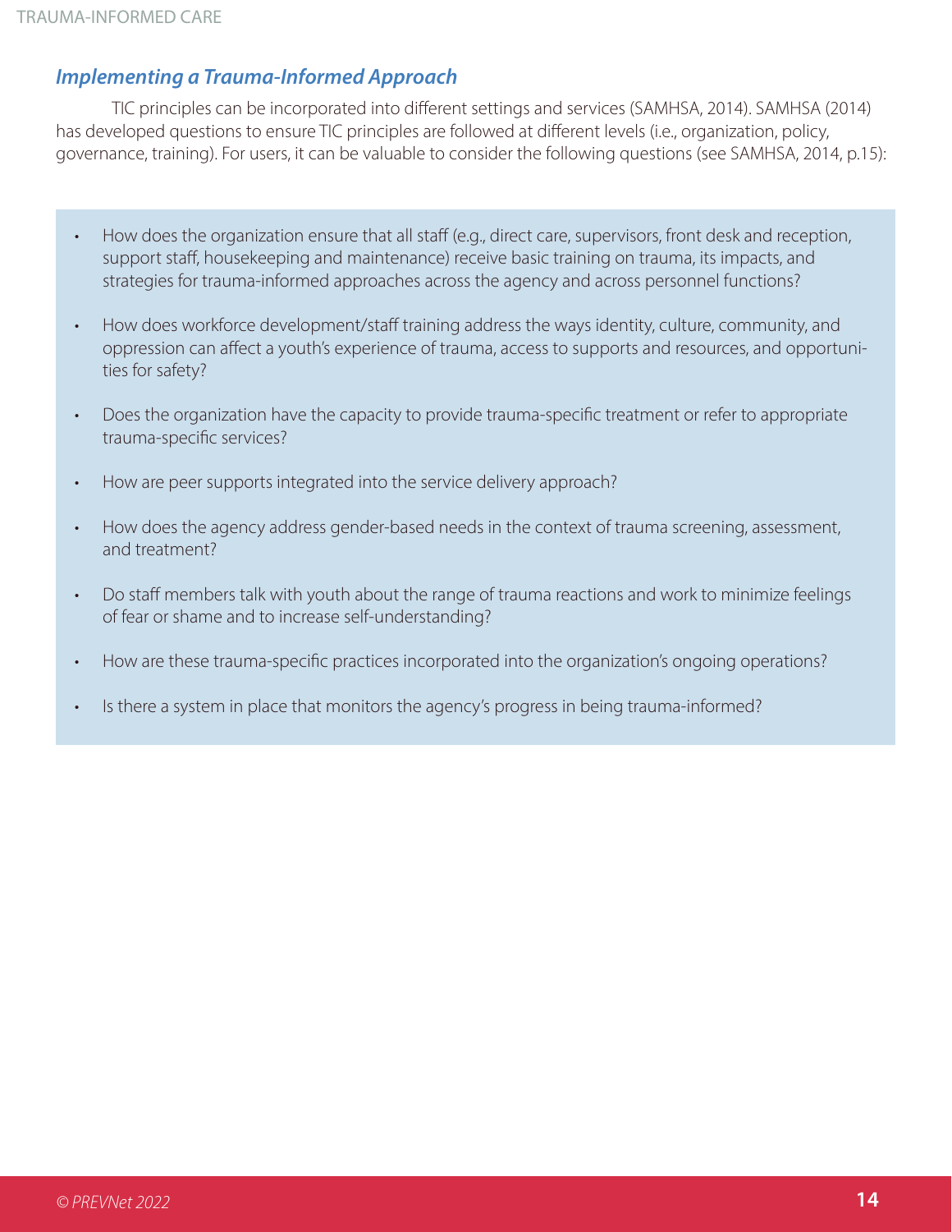### *Implementing a Trauma-Informed Approach*

TIC principles can be incorporated into different settings and services (SAMHSA, 2014). SAMHSA (2014) has developed questions to ensure TIC principles are followed at different levels (i.e., organization, policy, governance, training). For users, it can be valuable to consider the following questions (see SAMHSA, 2014, p.15):

- How does the organization ensure that all staff (e.g., direct care, supervisors, front desk and reception, support staff, housekeeping and maintenance) receive basic training on trauma, its impacts, and strategies for trauma-informed approaches across the agency and across personnel functions?
- How does workforce development/staff training address the ways identity, culture, community, and oppression can affect a youth's experience of trauma, access to supports and resources, and opportunities for safety?
- Does the organization have the capacity to provide trauma-specific treatment or refer to appropriate trauma-specific services?
- How are peer supports integrated into the service delivery approach?
- How does the agency address gender-based needs in the context of trauma screening, assessment, and treatment?
- Do staff members talk with youth about the range of trauma reactions and work to minimize feelings of fear or shame and to increase self-understanding?
- How are these trauma-specific practices incorporated into the organization's ongoing operations?
- Is there a system in place that monitors the agency's progress in being trauma-informed?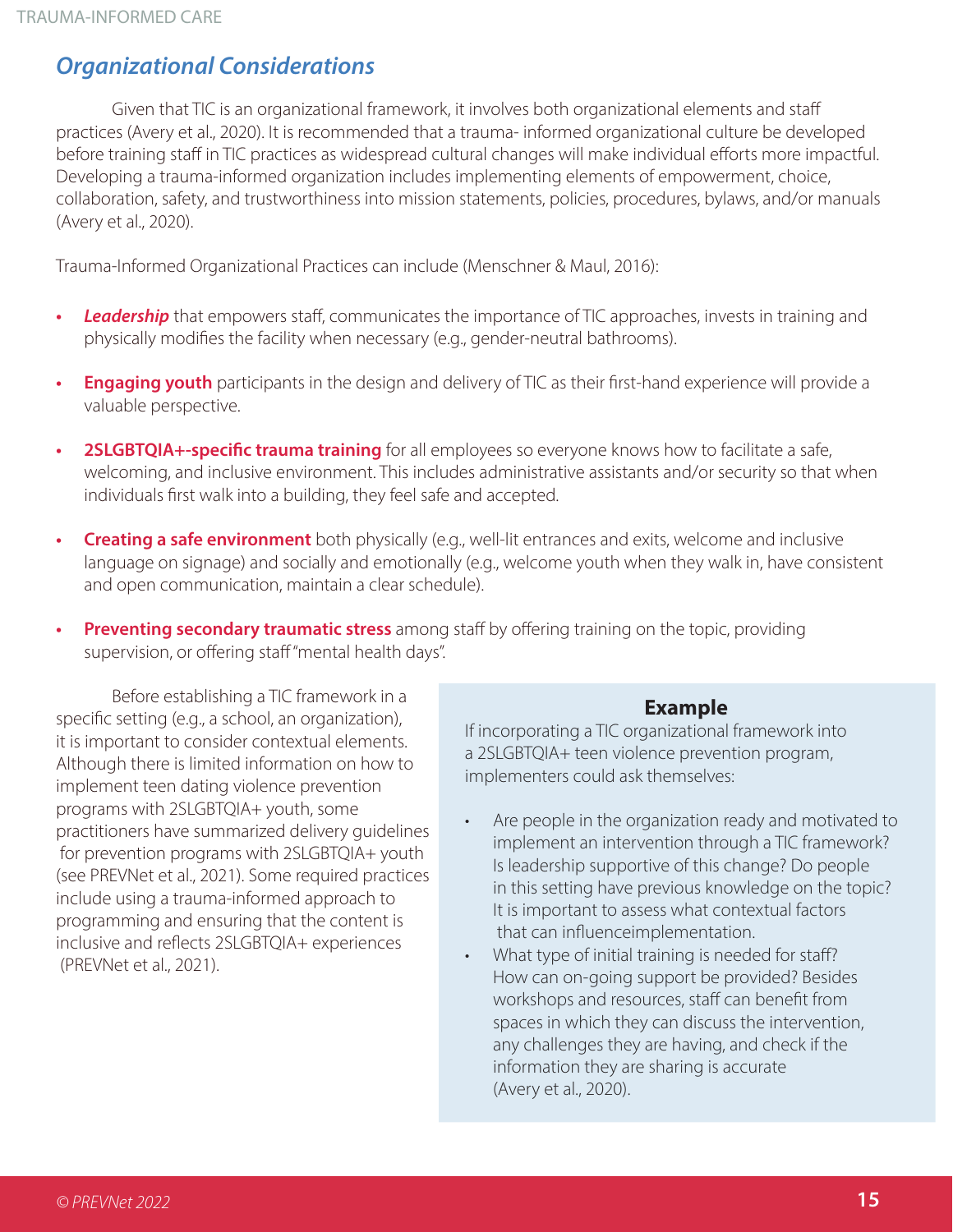## *Organizational Considerations*

Given that TIC is an organizational framework, it involves both organizational elements and staff practices (Avery et al., 2020). It is recommended that a trauma- informed organizational culture be developed before training staff in TIC practices as widespread cultural changes will make individual efforts more impactful. Developing a trauma-informed organization includes implementing elements of empowerment, choice, collaboration, safety, and trustworthiness into mission statements, policies, procedures, bylaws, and/or manuals (Avery et al., 2020).

Trauma-Informed Organizational Practices can include (Menschner & Maul, 2016):

- ***Leadership*** that empowers staff, communicates the importance of TIC approaches, invests in training and physically modifies the facility when necessary (e.g., gender-neutral bathrooms).
- **Engaging youth** participants in the design and delivery of TIC as their first-hand experience will provide a valuable perspective.
- **2SLGBTQIA+-specific trauma training** for all employees so everyone knows how to facilitate a safe, welcoming, and inclusive environment. This includes administrative assistants and/or security so that when individuals first walk into a building, they feel safe and accepted.
- **Creating a safe environment** both physically (e.g., well-lit entrances and exits, welcome and inclusive language on signage) and socially and emotionally (e.g., welcome youth when they walk in, have consistent and open communication, maintain a clear schedule).
- **Preventing secondary traumatic stress** among staff by offering training on the topic, providing supervision, or offering staff "mental health days".

Before establishing a TIC framework in a specific setting (e.g., a school, an organization), it is important to consider contextual elements. Although there is limited information on how to implement teen dating violence prevention programs with 2SLGBTQIA+ youth, some practitioners have summarized delivery guidelines for prevention programs with 2SLGBTQIA+ youth (see PREVNet et al., 2021). Some required practices include using a trauma-informed approach to programming and ensuring that the content is inclusive and reflects 2SLGBTQIA+ experiences (PREVNet et al., 2021).

**Example**

If incorporating a TIC organizational framework into a 2SLGBTQIA+ teen violence prevention program, implementers could ask themselves:

- Are people in the organization ready and motivated to implement an intervention through a TIC framework? Is leadership supportive of this change? Do people in this setting have previous knowledge on the topic? It is important to assess what contextual factors that can influenceimplementation.
- What type of initial training is needed for staff? How can on-going support be provided? Besides workshops and resources, staff can benefit from spaces in which they can discuss the intervention, any challenges they are having, and check if the information they are sharing is accurate (Avery et al., 2020).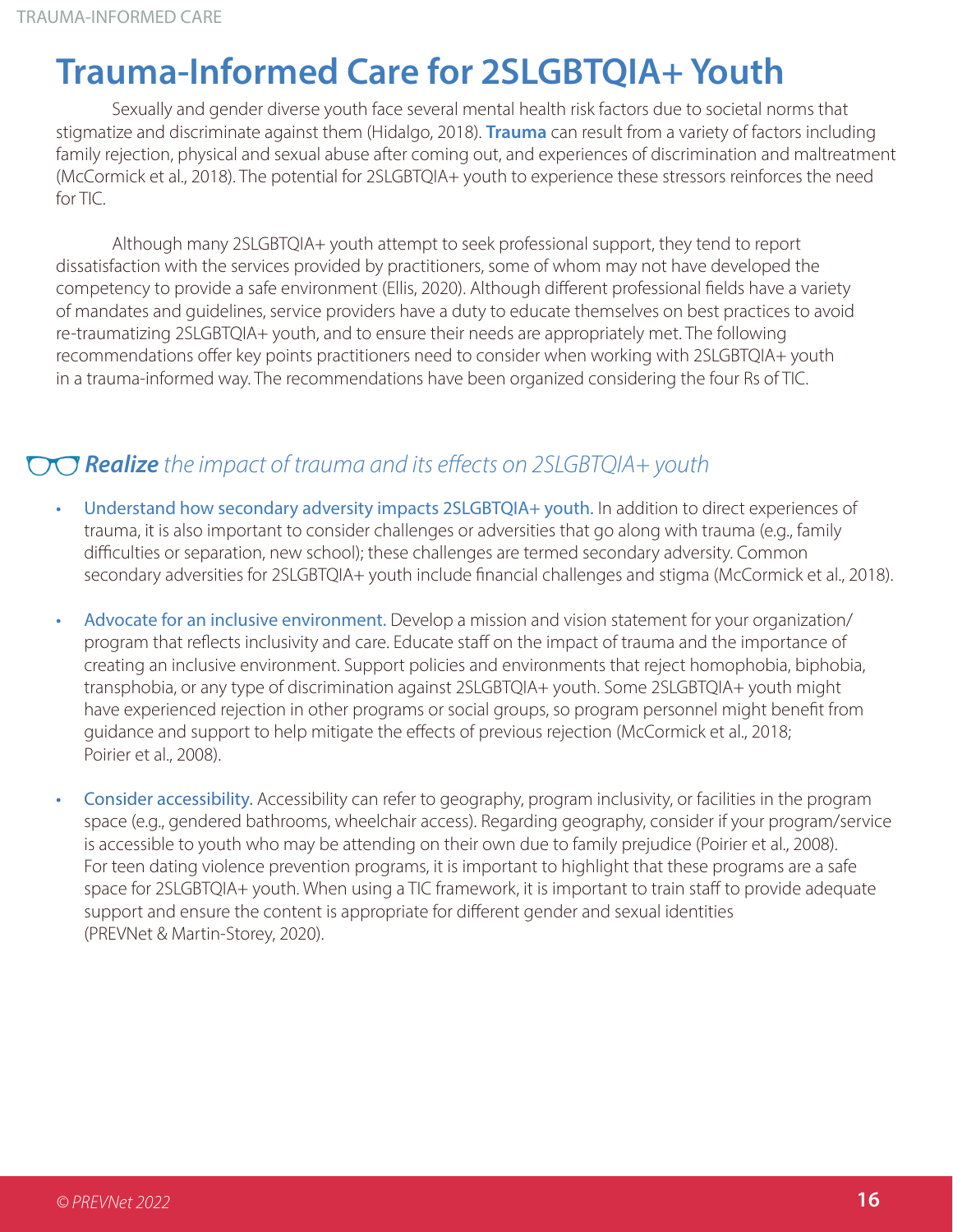# Trauma-Informed Care for 2SLGBTQIA+ Youth

Sexually and gender diverse youth face several mental health risk factors due to societal norms that stigmatize and discriminate against them (Hidalgo, 2018). **Trauma** can result from a variety of factors including family rejection, physical and sexual abuse after coming out, and experiences of discrimination and maltreatment (McCormick et al., 2018). The potential for 2SLGBTQIA+ youth to experience these stressors reinforces the need for TIC.

Although many 2SLGBTQIA+ youth attempt to seek professional support, they tend to report dissatisfaction with the services provided by practitioners, some of whom may not have developed the competency to provide a safe environment (Ellis, 2020). Although different professional fields have a variety of mandates and guidelines, service providers have a duty to educate themselves on best practices to avoid re-traumatizing 2SLGBTQIA+ youth, and to ensure their needs are appropriately met. The following recommendations offer key points practitioners need to consider when working with 2SLGBTQIA+ youth in a trauma-informed way. The recommendations have been organized considering the four Rs of TIC.

## ***Realize*** *the impact of trauma and its effects on 2SLGBTQIA+ youth*

- Understand how secondary adversity impacts 2SLGBTQIA+ youth. In addition to direct experiences of trauma, it is also important to consider challenges or adversities that go along with trauma (e.g., family difficulties or separation, new school); these challenges are termed secondary adversity. Common secondary adversities for 2SLGBTQIA+ youth include financial challenges and stigma (McCormick et al., 2018).
- Advocate for an inclusive environment. Develop a mission and vision statement for your organization/program that reflects inclusivity and care. Educate staff on the impact of trauma and the importance of creating an inclusive environment. Support policies and environments that reject homophobia, biphobia, transphobia, or any type of discrimination against 2SLGBTQIA+ youth. Some 2SLGBTQIA+ youth might have experienced rejection in other programs or social groups, so program personnel might benefit from guidance and support to help mitigate the effects of previous rejection (McCormick et al., 2018; Poirier et al., 2008).
- Consider accessibility. Accessibility can refer to geography, program inclusivity, or facilities in the program space (e.g., gendered bathrooms, wheelchair access). Regarding geography, consider if your program/service is accessible to youth who may be attending on their own due to family prejudice (Poirier et al., 2008). For teen dating violence prevention programs, it is important to highlight that these programs are a safe space for 2SLGBTQIA+ youth. When using a TIC framework, it is important to train staff to provide adequate support and ensure the content is appropriate for different gender and sexual identities (PREVNet & Martin-Storey, 2020).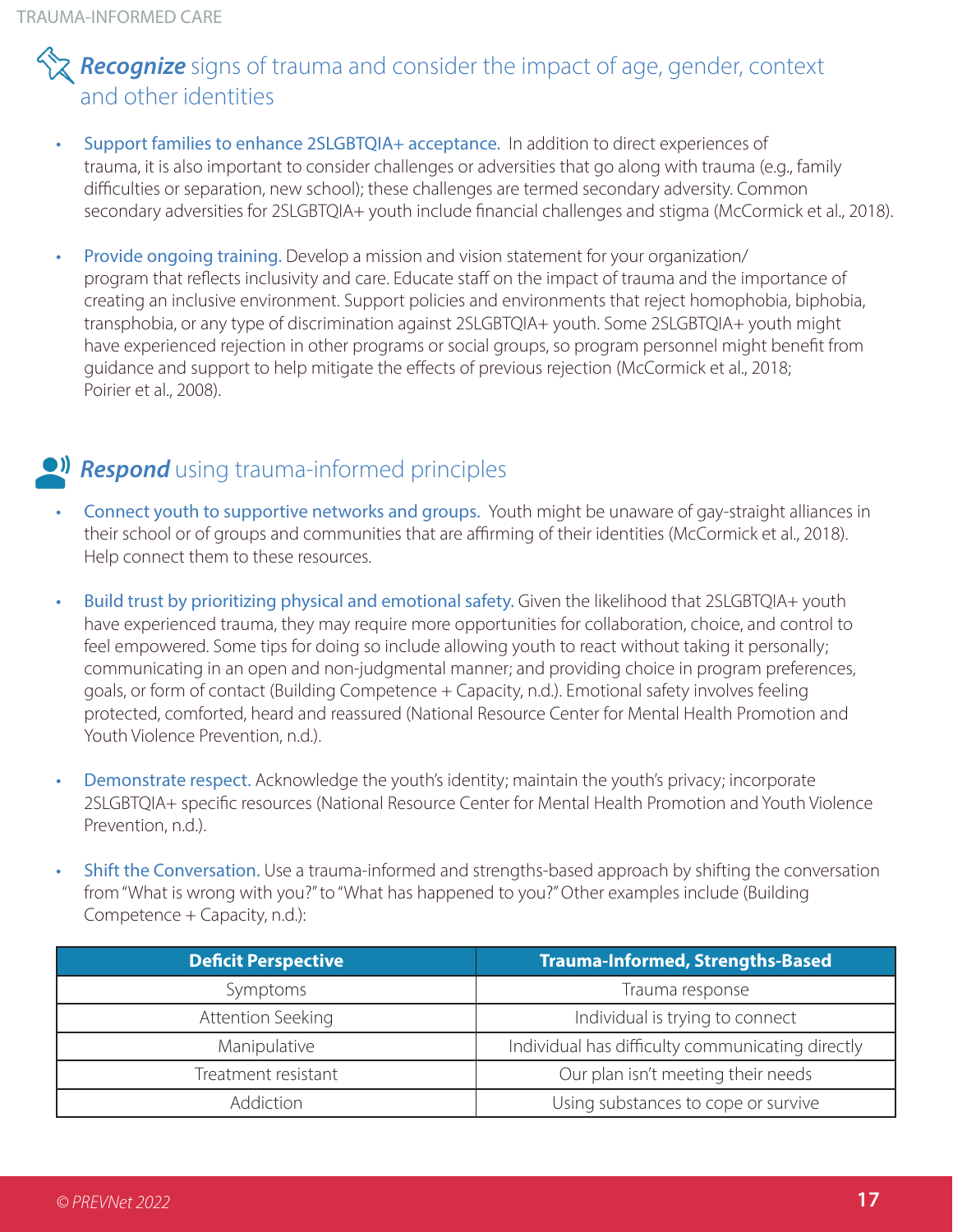## ***Recognize*** signs of trauma and consider the impact of age, gender, context and other identities

- Support families to enhance 2SLGBTQIA+ acceptance. In addition to direct experiences of trauma, it is also important to consider challenges or adversities that go along with trauma (e.g., family difficulties or separation, new school); these challenges are termed secondary adversity. Common secondary adversities for 2SLGBTQIA+ youth include financial challenges and stigma (McCormick et al., 2018).

- Provide ongoing training. Develop a mission and vision statement for your organization/program that reflects inclusivity and care. Educate staff on the impact of trauma and the importance of creating an inclusive environment. Support policies and environments that reject homophobia, biphobia, transphobia, or any type of discrimination against 2SLGBTQIA+ youth. Some 2SLGBTQIA+ youth might have experienced rejection in other programs or social groups, so program personnel might benefit from guidance and support to help mitigate the effects of previous rejection (McCormick et al., 2018; Poirier et al., 2008).

## ***Respond*** using trauma-informed principles

- Connect youth to supportive networks and groups. Youth might be unaware of gay-straight alliances in their school or of groups and communities that are affirming of their identities (McCormick et al., 2018). Help connect them to these resources.

- Build trust by prioritizing physical and emotional safety. Given the likelihood that 2SLGBTQIA+ youth have experienced trauma, they may require more opportunities for collaboration, choice, and control to feel empowered. Some tips for doing so include allowing youth to react without taking it personally; communicating in an open and non-judgmental manner; and providing choice in program preferences, goals, or form of contact (Building Competence + Capacity, n.d.). Emotional safety involves feeling protected, comforted, heard and reassured (National Resource Center for Mental Health Promotion and Youth Violence Prevention, n.d.).

- Demonstrate respect. Acknowledge the youth's identity; maintain the youth's privacy; incorporate 2SLGBTQIA+ specific resources (National Resource Center for Mental Health Promotion and Youth Violence Prevention, n.d.).

- Shift the Conversation. Use a trauma-informed and strengths-based approach by shifting the conversation from "What is wrong with you?" to "What has happened to you?" Other examples include (Building Competence + Capacity, n.d.):

| Deficit Perspective | Trauma-Informed, Strengths-Based |
|---|---|
| Symptoms | Trauma response |
| Attention Seeking | Individual is trying to connect |
| Manipulative | Individual has difficulty communicating directly |
| Treatment resistant | Our plan isn't meeting their needs |
| Addiction | Using substances to cope or survive |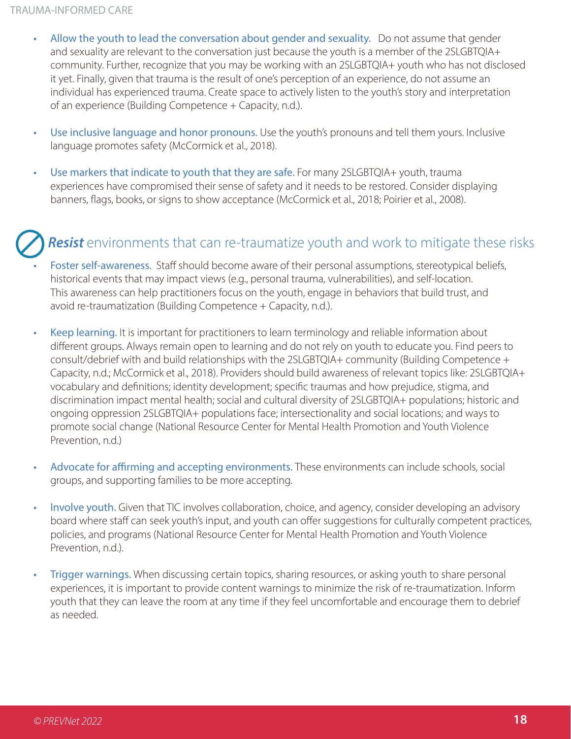- **Allow the youth to lead the conversation about gender and sexuality.** Do not assume that gender and sexuality are relevant to the conversation just because the youth is a member of the 2SLGBTQIA+ community. Further, recognize that you may be working with an 2SLGBTQIA+ youth who has not disclosed it yet. Finally, given that trauma is the result of one's perception of an experience, do not assume an individual has experienced trauma. Create space to actively listen to the youth's story and interpretation of an experience (Building Competence + Capacity, n.d.).

- **Use inclusive language and honor pronouns.** Use the youth's pronouns and tell them yours. Inclusive language promotes safety (McCormick et al., 2018).

- **Use markers that indicate to youth that they are safe.** For many 2SLGBTQIA+ youth, trauma experiences have compromised their sense of safety and it needs to be restored. Consider displaying banners, flags, books, or signs to show acceptance (McCormick et al., 2018; Poirier et al., 2008).

## ***Resist*** environments that can re-traumatize youth and work to mitigate these risks

- **Foster self-awareness.** Staff should become aware of their personal assumptions, stereotypical beliefs, historical events that may impact views (e.g., personal trauma, vulnerabilities), and self-location. This awareness can help practitioners focus on the youth, engage in behaviors that build trust, and avoid re-traumatization (Building Competence + Capacity, n.d.).

- **Keep learning.** It is important for practitioners to learn terminology and reliable information about different groups. Always remain open to learning and do not rely on youth to educate you. Find peers to consult/debrief with and build relationships with the 2SLGBTQIA+ community (Building Competence + Capacity, n.d.; McCormick et al., 2018). Providers should build awareness of relevant topics like: 2SLGBTQIA+ vocabulary and definitions; identity development; specific traumas and how prejudice, stigma, and discrimination impact mental health; social and cultural diversity of 2SLGBTQIA+ populations; historic and ongoing oppression 2SLGBTQIA+ populations face; intersectionality and social locations; and ways to promote social change (National Resource Center for Mental Health Promotion and Youth Violence Prevention, n.d.)

- **Advocate for affirming and accepting environments.** These environments can include schools, social groups, and supporting families to be more accepting.

- **Involve youth.** Given that TIC involves collaboration, choice, and agency, consider developing an advisory board where staff can seek youth's input, and youth can offer suggestions for culturally competent practices, policies, and programs (National Resource Center for Mental Health Promotion and Youth Violence Prevention, n.d.).

- **Trigger warnings.** When discussing certain topics, sharing resources, or asking youth to share personal experiences, it is important to provide content warnings to minimize the risk of re-traumatization. Inform youth that they can leave the room at any time if they feel uncomfortable and encourage them to debrief as needed.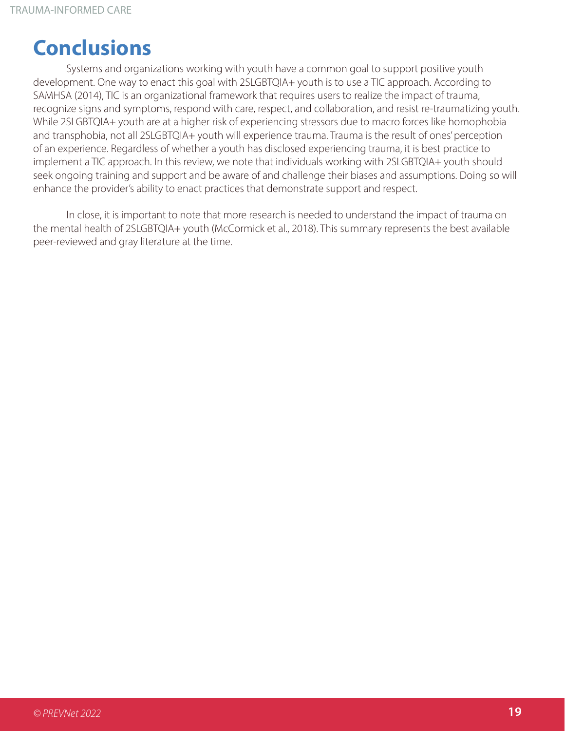# Conclusions

Systems and organizations working with youth have a common goal to support positive youth development. One way to enact this goal with 2SLGBTQIA+ youth is to use a TIC approach. According to SAMHSA (2014), TIC is an organizational framework that requires users to realize the impact of trauma, recognize signs and symptoms, respond with care, respect, and collaboration, and resist re-traumatizing youth. While 2SLGBTQIA+ youth are at a higher risk of experiencing stressors due to macro forces like homophobia and transphobia, not all 2SLGBTQIA+ youth will experience trauma. Trauma is the result of ones' perception of an experience. Regardless of whether a youth has disclosed experiencing trauma, it is best practice to implement a TIC approach. In this review, we note that individuals working with 2SLGBTQIA+ youth should seek ongoing training and support and be aware of and challenge their biases and assumptions. Doing so will enhance the provider's ability to enact practices that demonstrate support and respect.

In close, it is important to note that more research is needed to understand the impact of trauma on the mental health of 2SLGBTQIA+ youth (McCormick et al., 2018). This summary represents the best available peer-reviewed and gray literature at the time.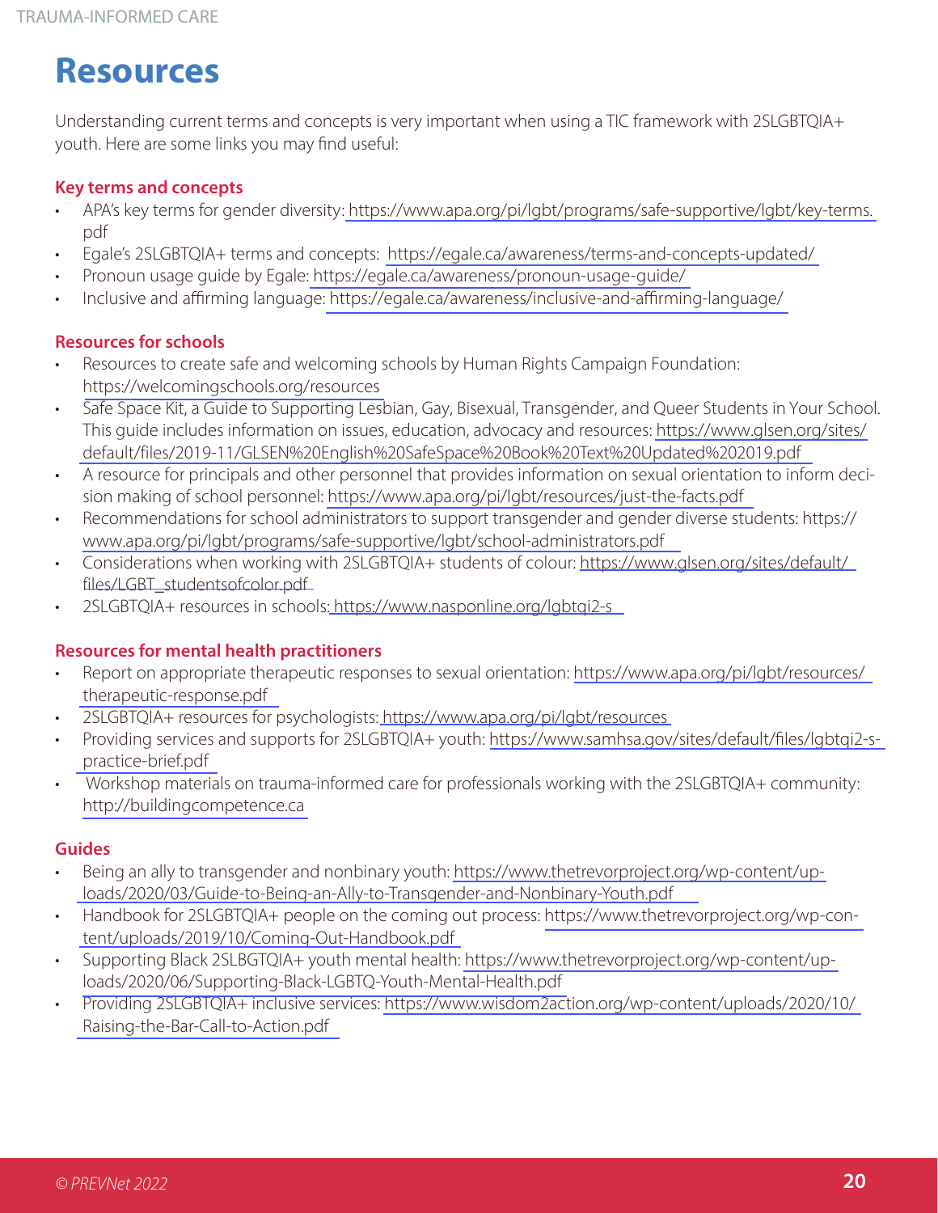# Resources

Understanding current terms and concepts is very important when using a TIC framework with 2SLGBTQIA+ youth. Here are some links you may find useful:

## Key terms and concepts

- APA's key terms for gender diversity: https://www.apa.org/pi/lgbt/programs/safe-supportive/lgbt/key-terms.pdf
- Egale's 2SLGBTQIA+ terms and concepts: https://egale.ca/awareness/terms-and-concepts-updated/
- Pronoun usage guide by Egale: https://egale.ca/awareness/pronoun-usage-guide/
- Inclusive and affirming language: https://egale.ca/awareness/inclusive-and-affirming-language/

## Resources for schools

- Resources to create safe and welcoming schools by Human Rights Campaign Foundation: https://welcomingschools.org/resources
- Safe Space Kit, a Guide to Supporting Lesbian, Gay, Bisexual, Transgender, and Queer Students in Your School. This guide includes information on issues, education, advocacy and resources: https://www.glsen.org/sites/default/files/2019-11/GLSEN%20English%20SafeSpace%20Book%20Text%20Updated%202019.pdf
- A resource for principals and other personnel that provides information on sexual orientation to inform decision making of school personnel: https://www.apa.org/pi/lgbt/resources/just-the-facts.pdf
- Recommendations for school administrators to support transgender and gender diverse students: https://www.apa.org/pi/lgbt/programs/safe-supportive/lgbt/school-administrators.pdf
- Considerations when working with 2SLGBTQIA+ students of colour: https://www.glsen.org/sites/default/files/LGBT_studentsofcolor.pdf
- 2SLGBTQIA+ resources in schools: https://www.nasponline.org/lgbtqi2-s

## Resources for mental health practitioners

- Report on appropriate therapeutic responses to sexual orientation: https://www.apa.org/pi/lgbt/resources/therapeutic-response.pdf
- 2SLGBTQIA+ resources for psychologists: https://www.apa.org/pi/lgbt/resources
- Providing services and supports for 2SLGBTQIA+ youth: https://www.samhsa.gov/sites/default/files/lgbtqi2-s-practice-brief.pdf
- Workshop materials on trauma-informed care for professionals working with the 2SLGBTQIA+ community: http://buildingcompetence.ca

## Guides

- Being an ally to transgender and nonbinary youth: https://www.thetrevorproject.org/wp-content/uploads/2020/03/Guide-to-Being-an-Ally-to-Transgender-and-Nonbinary-Youth.pdf
- Handbook for 2SLGBTQIA+ people on the coming out process: https://www.thetrevorproject.org/wp-content/uploads/2019/10/Coming-Out-Handbook.pdf
- Supporting Black 2SLBGTQIA+ youth mental health: https://www.thetrevorproject.org/wp-content/uploads/2020/06/Supporting-Black-LGBTQ-Youth-Mental-Health.pdf
- Providing 2SLGBTQIA+ inclusive services: https://www.wisdom2action.org/wp-content/uploads/2020/10/Raising-the-Bar-Call-to-Action.pdf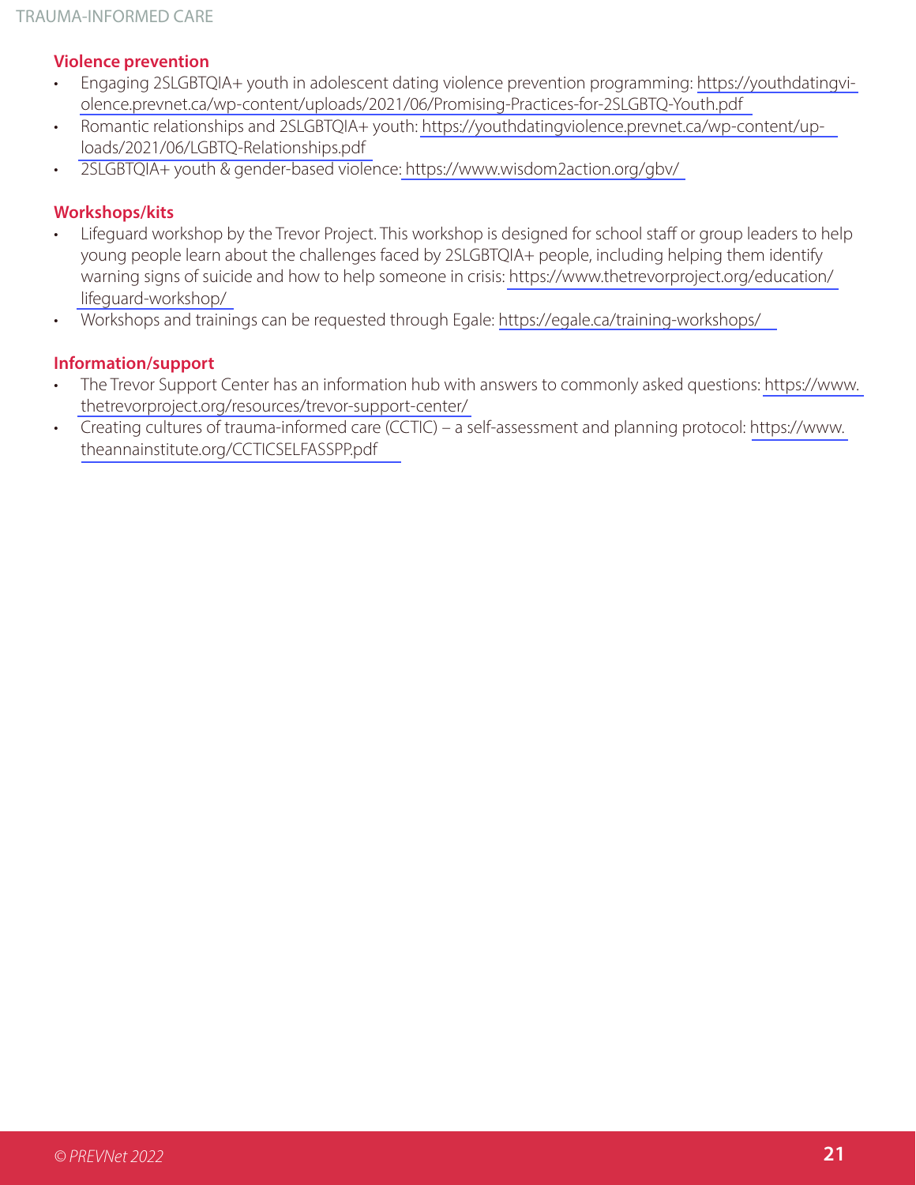### Violence prevention

- Engaging 2SLGBTQIA+ youth in adolescent dating violence prevention programming: https://youthdatingviolence.prevnet.ca/wp-content/uploads/2021/06/Promising-Practices-for-2SLGBTQ-Youth.pdf
- Romantic relationships and 2SLGBTQIA+ youth: https://youthdatingviolence.prevnet.ca/wp-content/uploads/2021/06/LGBTQ-Relationships.pdf
- 2SLGBTQIA+ youth & gender-based violence: https://www.wisdom2action.org/gbv/

### Workshops/kits

- Lifeguard workshop by the Trevor Project. This workshop is designed for school staff or group leaders to help young people learn about the challenges faced by 2SLGBTQIA+ people, including helping them identify warning signs of suicide and how to help someone in crisis: https://www.thetrevorproject.org/education/lifeguard-workshop/
- Workshops and trainings can be requested through Egale: https://egale.ca/training-workshops/

### Information/support

- The Trevor Support Center has an information hub with answers to commonly asked questions: https://www.thetrevorproject.org/resources/trevor-support-center/
- Creating cultures of trauma-informed care (CCTIC) – a self-assessment and planning protocol: https://www.theannainstitute.org/CCTICSELFASSPP.pdf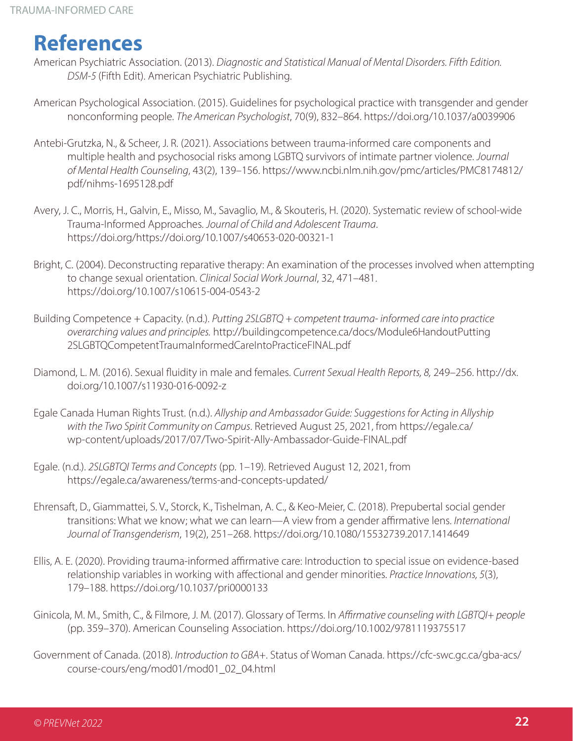# References

American Psychiatric Association. (2013). *Diagnostic and Statistical Manual of Mental Disorders. Fifth Edition. DSM-5* (Fifth Edit). American Psychiatric Publishing.

American Psychological Association. (2015). Guidelines for psychological practice with transgender and gender nonconforming people. *The American Psychologist*, 70(9), 832–864. https://doi.org/10.1037/a0039906

Antebi-Grutzka, N., & Scheer, J. R. (2021). Associations between trauma-informed care components and multiple health and psychosocial risks among LGBTQ survivors of intimate partner violence. *Journal of Mental Health Counseling*, 43(2), 139–156. https://www.ncbi.nlm.nih.gov/pmc/articles/PMC8174812/pdf/nihms-1695128.pdf

Avery, J. C., Morris, H., Galvin, E., Misso, M., Savaglio, M., & Skouteris, H. (2020). Systematic review of school-wide Trauma-Informed Approaches. *Journal of Child and Adolescent Trauma*. https://doi.org/https://doi.org/10.1007/s40653-020-00321-1

Bright, C. (2004). Deconstructing reparative therapy: An examination of the processes involved when attempting to change sexual orientation. *Clinical Social Work Journal*, 32, 471–481. https://doi.org/10.1007/s10615-004-0543-2

Building Competence + Capacity. (n.d.). *Putting 2SLGBTQ + competent trauma- informed care into practice overarching values and principles.* http://buildingcompetence.ca/docs/Module6HandoutPutting2SLGBTQCompetentTraumaInformedCareIntoPracticeFINAL.pdf

Diamond, L. M. (2016). Sexual fluidity in male and females. *Current Sexual Health Reports, 8,* 249–256. http://dx.doi.org/10.1007/s11930-016-0092-z

Egale Canada Human Rights Trust. (n.d.). *Allyship and Ambassador Guide: Suggestions for Acting in Allyship with the Two Spirit Community on Campus*. Retrieved August 25, 2021, from https://egale.ca/wp-content/uploads/2017/07/Two-Spirit-Ally-Ambassador-Guide-FINAL.pdf

Egale. (n.d.). *2SLGBTQI Terms and Concepts* (pp. 1–19). Retrieved August 12, 2021, from https://egale.ca/awareness/terms-and-concepts-updated/

Ehrensaft, D., Giammattei, S. V., Storck, K., Tishelman, A. C., & Keo-Meier, C. (2018). Prepubertal social gender transitions: What we know; what we can learn—A view from a gender affirmative lens. *International Journal of Transgenderism*, 19(2), 251–268. https://doi.org/10.1080/15532739.2017.1414649

Ellis, A. E. (2020). Providing trauma-informed affirmative care: Introduction to special issue on evidence-based relationship variables in working with affectional and gender minorities. *Practice Innovations, 5*(3), 179–188. https://doi.org/10.1037/pri0000133

Ginicola, M. M., Smith, C., & Filmore, J. M. (2017). Glossary of Terms. In *Affirmative counseling with LGBTQI+ people* (pp. 359–370). American Counseling Association. https://doi.org/10.1002/9781119375517

Government of Canada. (2018). *Introduction to GBA+*. Status of Woman Canada. https://cfc-swc.gc.ca/gba-acs/course-cours/eng/mod01/mod01_02_04.html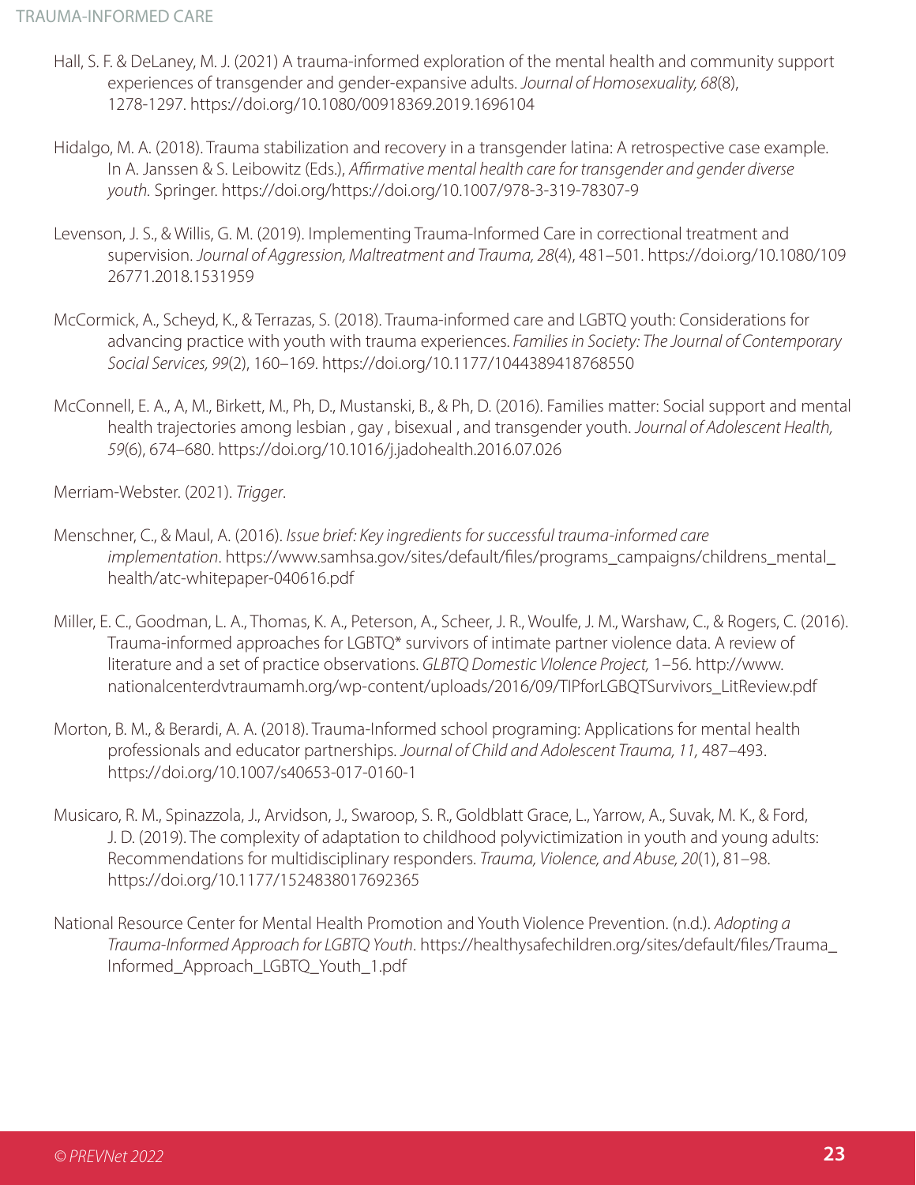Hall, S. F. & DeLaney, M. J. (2021) A trauma-informed exploration of the mental health and community support experiences of transgender and gender-expansive adults. *Journal of Homosexuality, 68*(8), 1278-1297. https://doi.org/10.1080/00918369.2019.1696104

Hidalgo, M. A. (2018). Trauma stabilization and recovery in a transgender latina: A retrospective case example. In A. Janssen & S. Leibowitz (Eds.), *Affirmative mental health care for transgender and gender diverse youth.* Springer. https://doi.org/https://doi.org/10.1007/978-3-319-78307-9

Levenson, J. S., & Willis, G. M. (2019). Implementing Trauma-Informed Care in correctional treatment and supervision. *Journal of Aggression, Maltreatment and Trauma, 28*(4), 481–501. https://doi.org/10.1080/10926771.2018.1531959

McCormick, A., Scheyd, K., & Terrazas, S. (2018). Trauma-informed care and LGBTQ youth: Considerations for advancing practice with youth with trauma experiences. *Families in Society: The Journal of Contemporary Social Services, 99*(2), 160–169. https://doi.org/10.1177/1044389418768550

McConnell, E. A., A, M., Birkett, M., Ph, D., Mustanski, B., & Ph, D. (2016). Families matter: Social support and mental health trajectories among lesbian , gay , bisexual , and transgender youth. *Journal of Adolescent Health, 59*(6), 674–680. https://doi.org/10.1016/j.jadohealth.2016.07.026

Merriam-Webster. (2021). *Trigger.*

Menschner, C., & Maul, A. (2016). *Issue brief: Key ingredients for successful trauma-informed care implementation*. https://www.samhsa.gov/sites/default/files/programs_campaigns/childrens_mental_health/atc-whitepaper-040616.pdf

Miller, E. C., Goodman, L. A., Thomas, K. A., Peterson, A., Scheer, J. R., Woulfe, J. M., Warshaw, C., & Rogers, C. (2016). Trauma-informed approaches for LGBTQ* survivors of intimate partner violence data. A review of literature and a set of practice observations. *GLBTQ Domestic VIolence Project,* 1–56. http://www.nationalcenterdvtraumamh.org/wp-content/uploads/2016/09/TIPforLGBQTSurvivors_LitReview.pdf

Morton, B. M., & Berardi, A. A. (2018). Trauma-Informed school programing: Applications for mental health professionals and educator partnerships. *Journal of Child and Adolescent Trauma, 11,* 487–493. https://doi.org/10.1007/s40653-017-0160-1

Musicaro, R. M., Spinazzola, J., Arvidson, J., Swaroop, S. R., Goldblatt Grace, L., Yarrow, A., Suvak, M. K., & Ford, J. D. (2019). The complexity of adaptation to childhood polyvictimization in youth and young adults: Recommendations for multidisciplinary responders. *Trauma, Violence, and Abuse, 20*(1), 81–98. https://doi.org/10.1177/1524838017692365

National Resource Center for Mental Health Promotion and Youth Violence Prevention. (n.d.). *Adopting a Trauma-Informed Approach for LGBTQ Youth*. https://healthysafechildren.org/sites/default/files/Trauma_Informed_Approach_LGBTQ_Youth_1.pdf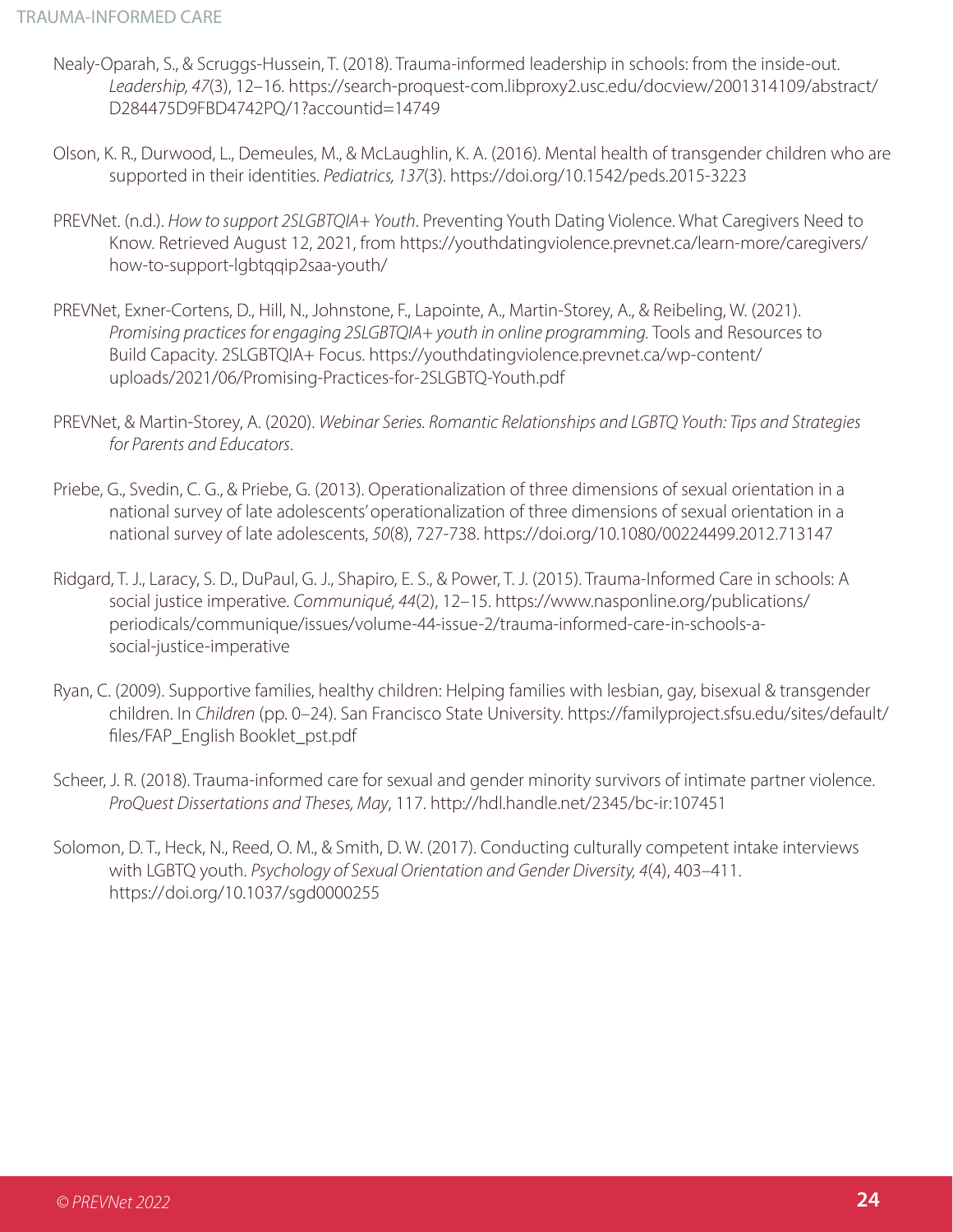Nealy-Oparah, S., & Scruggs-Hussein, T. (2018). Trauma-informed leadership in schools: from the inside-out. *Leadership, 47*(3), 12–16. https://search-proquest-com.libproxy2.usc.edu/docview/2001314109/abstract/D284475D9FBD4742PQ/1?accountid=14749

Olson, K. R., Durwood, L., Demeules, M., & McLaughlin, K. A. (2016). Mental health of transgender children who are supported in their identities. *Pediatrics, 137*(3). https://doi.org/10.1542/peds.2015-3223

PREVNet. (n.d.). *How to support 2SLGBTQIA+ Youth*. Preventing Youth Dating Violence. What Caregivers Need to Know. Retrieved August 12, 2021, from https://youthdatingviolence.prevnet.ca/learn-more/caregivers/how-to-support-lgbtqqip2saa-youth/

PREVNet, Exner-Cortens, D., Hill, N., Johnstone, F., Lapointe, A., Martin-Storey, A., & Reibeling, W. (2021). *Promising practices for engaging 2SLGBTQIA+ youth in online programming.* Tools and Resources to Build Capacity. 2SLGBTQIA+ Focus. https://youthdatingviolence.prevnet.ca/wp-content/uploads/2021/06/Promising-Practices-for-2SLGBTQ-Youth.pdf

PREVNet, & Martin-Storey, A. (2020). *Webinar Series. Romantic Relationships and LGBTQ Youth: Tips and Strategies for Parents and Educators*.

Priebe, G., Svedin, C. G., & Priebe, G. (2013). Operationalization of three dimensions of sexual orientation in a national survey of late adolescents' operationalization of three dimensions of sexual orientation in a national survey of late adolescents, *50*(8), 727-738. https://doi.org/10.1080/00224499.2012.713147

Ridgard, T. J., Laracy, S. D., DuPaul, G. J., Shapiro, E. S., & Power, T. J. (2015). Trauma-Informed Care in schools: A social justice imperative. *Communiqué, 44*(2), 12–15. https://www.nasponline.org/publications/periodicals/communique/issues/volume-44-issue-2/trauma-informed-care-in-schools-a-social-justice-imperative

Ryan, C. (2009). Supportive families, healthy children: Helping families with lesbian, gay, bisexual & transgender children. In *Children* (pp. 0–24). San Francisco State University. https://familyproject.sfsu.edu/sites/default/files/FAP_English Booklet_pst.pdf

Scheer, J. R. (2018). Trauma-informed care for sexual and gender minority survivors of intimate partner violence. *ProQuest Dissertations and Theses, May*, 117. http://hdl.handle.net/2345/bc-ir:107451

Solomon, D. T., Heck, N., Reed, O. M., & Smith, D. W. (2017). Conducting culturally competent intake interviews with LGBTQ youth. *Psychology of Sexual Orientation and Gender Diversity, 4*(4), 403–411. https://doi.org/10.1037/sgd0000255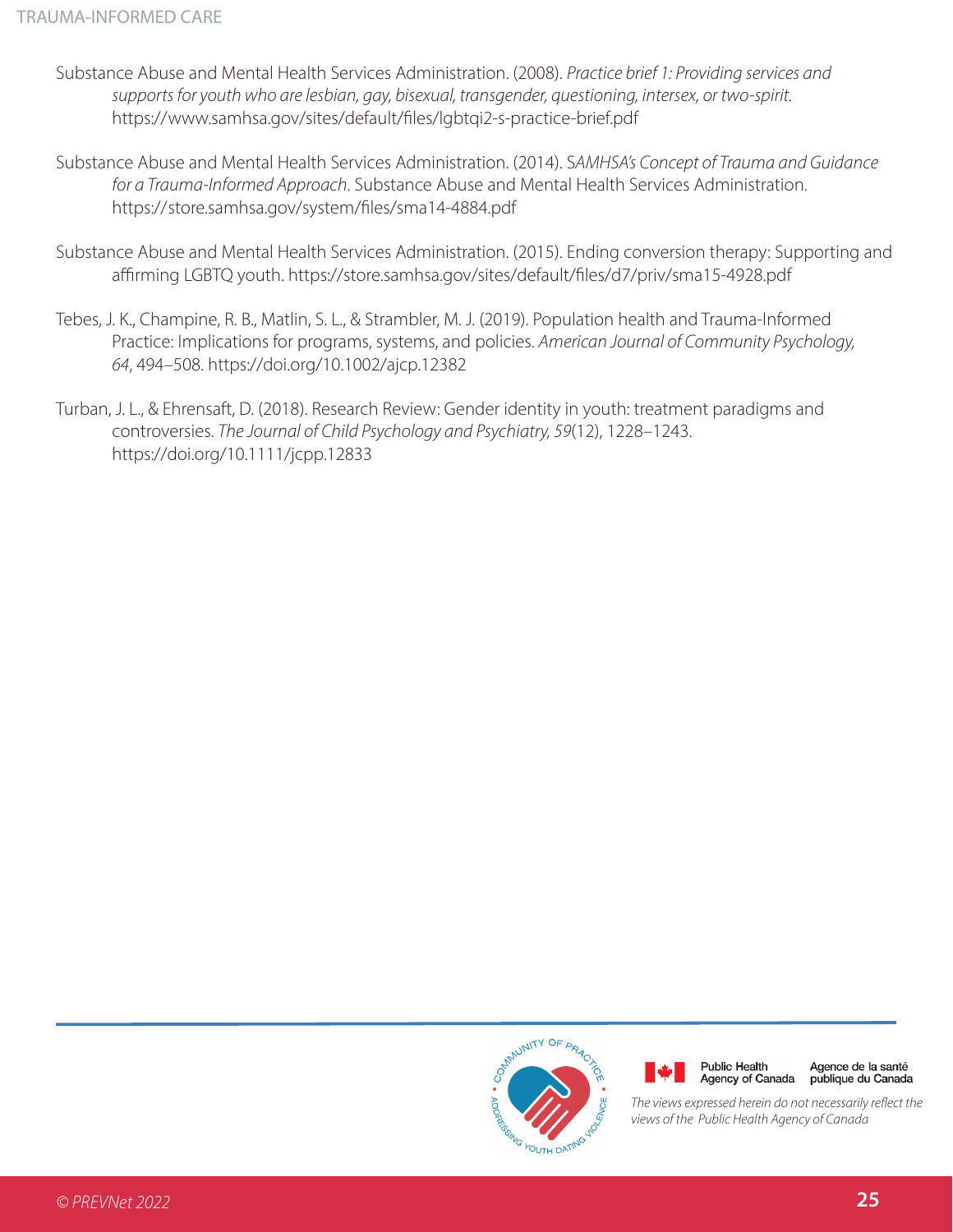Substance Abuse and Mental Health Services Administration. (2008). *Practice brief 1: Providing services and supports for youth who are lesbian, gay, bisexual, transgender, questioning, intersex, or two-spirit.* https://www.samhsa.gov/sites/default/files/lgbtqi2-s-practice-brief.pdf

Substance Abuse and Mental Health Services Administration. (2014). S*AMHSA's Concept of Trauma and Guidance for a Trauma-Informed Approach*. Substance Abuse and Mental Health Services Administration. https://store.samhsa.gov/system/files/sma14-4884.pdf

Substance Abuse and Mental Health Services Administration. (2015). Ending conversion therapy: Supporting and affirming LGBTQ youth. https://store.samhsa.gov/sites/default/files/d7/priv/sma15-4928.pdf

Tebes, J. K., Champine, R. B., Matlin, S. L., & Strambler, M. J. (2019). Population health and Trauma-Informed Practice: Implications for programs, systems, and policies. *American Journal of Community Psychology, 64*, 494–508. https://doi.org/10.1002/ajcp.12382

Turban, J. L., & Ehrensaft, D. (2018). Research Review: Gender identity in youth: treatment paradigms and controversies. *The Journal of Child Psychology and Psychiatry, 59*(12), 1228–1243. https://doi.org/10.1111/jcpp.12833

Public Health Agency of Canada — Agence de la santé publique du Canada

*The views expressed herein do not necessarily reflect the views of the Public Health Agency of Canada*

*© PREVNet 2022*